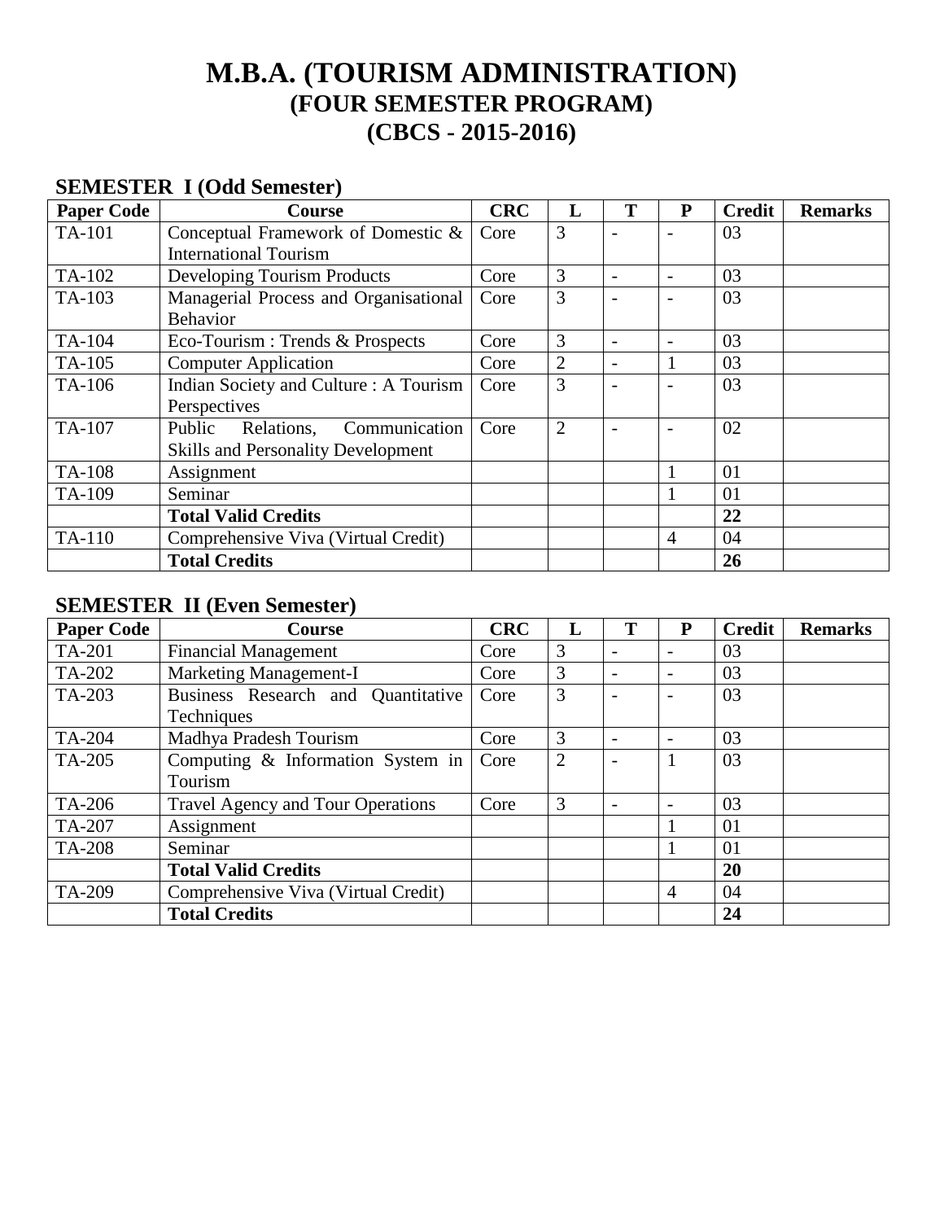# M.B.A. (TOURISM ADMINISTRATION)
## (FOUR SEMESTER PROGRAM)
## (CBCS - 2015-2016)

### SEMESTER I (Odd Semester)

| Paper Code | Course | CRC | L | T | P | Credit | Remarks |
|---|---|---|---|---|---|---|---|
| TA-101 | Conceptual Framework of Domestic & International Tourism | Core | 3 | - | - | 03 | |
| TA-102 | Developing Tourism Products | Core | 3 | - | - | 03 | |
| TA-103 | Managerial Process and Organisational Behavior | Core | 3 | - | - | 03 | |
| TA-104 | Eco-Tourism : Trends & Prospects | Core | 3 | - | - | 03 | |
| TA-105 | Computer Application | Core | 2 | - | 1 | 03 | |
| TA-106 | Indian Society and Culture : A Tourism Perspectives | Core | 3 | - | - | 03 | |
| TA-107 | Public Relations, Communication Skills and Personality Development | Core | 2 | - | - | 02 | |
| TA-108 | Assignment | | | | 1 | 01 | |
| TA-109 | Seminar | | | | 1 | 01 | |
| | **Total Valid Credits** | | | | | **22** | |
| TA-110 | Comprehensive Viva (Virtual Credit) | | | | 4 | 04 | |
| | **Total Credits** | | | | | **26** | |

### SEMESTER II (Even Semester)

| Paper Code | Course | CRC | L | T | P | Credit | Remarks |
|---|---|---|---|---|---|---|---|
| TA-201 | Financial Management | Core | 3 | - | - | 03 | |
| TA-202 | Marketing Management-I | Core | 3 | - | - | 03 | |
| TA-203 | Business Research and Quantitative Techniques | Core | 3 | - | - | 03 | |
| TA-204 | Madhya Pradesh Tourism | Core | 3 | - | - | 03 | |
| TA-205 | Computing & Information System in Tourism | Core | 2 | - | 1 | 03 | |
| TA-206 | Travel Agency and Tour Operations | Core | 3 | - | - | 03 | |
| TA-207 | Assignment | | | | 1 | 01 | |
| TA-208 | Seminar | | | | 1 | 01 | |
| | **Total Valid Credits** | | | | | **20** | |
| TA-209 | Comprehensive Viva (Virtual Credit) | | | | 4 | 04 | |
| | **Total Credits** | | | | | **24** | |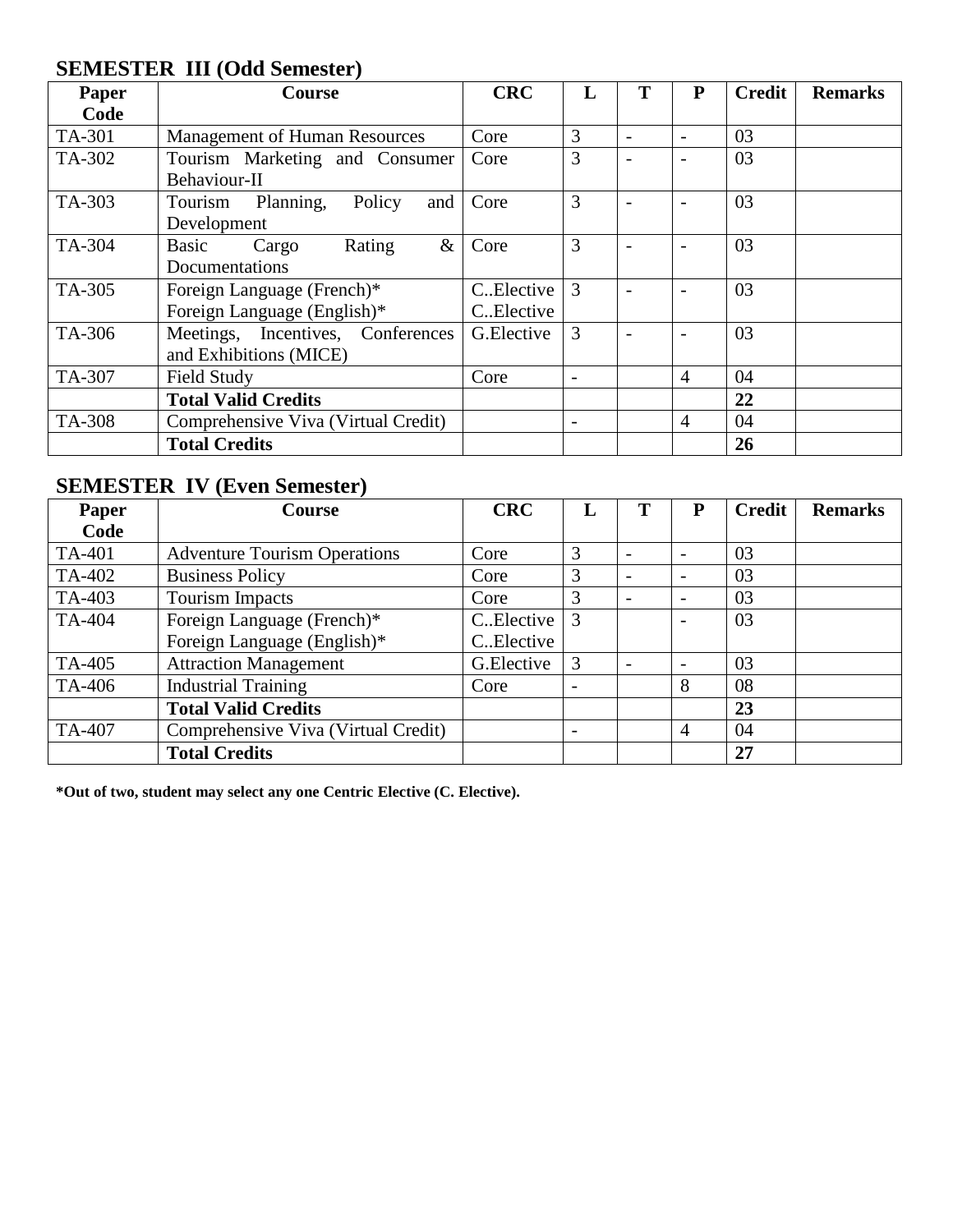## SEMESTER III (Odd Semester)

| Paper Code | Course | CRC | L | T | P | Credit | Remarks |
|---|---|---|---|---|---|---|---|
| TA-301 | Management of Human Resources | Core | 3 | - | - | 03 | |
| TA-302 | Tourism Marketing and Consumer Behaviour-II | Core | 3 | - | - | 03 | |
| TA-303 | Tourism Planning, Policy and Development | Core | 3 | - | - | 03 | |
| TA-304 | Basic Cargo Rating & Documentations | Core | 3 | - | - | 03 | |
| TA-305 | Foreign Language (French)*<br>Foreign Language (English)* | C..Elective<br>C..Elective | 3 | - | - | 03 | |
| TA-306 | Meetings, Incentives, Conferences and Exhibitions (MICE) | G.Elective | 3 | - | - | 03 | |
| TA-307 | Field Study | Core | - | | 4 | 04 | |
| | **Total Valid Credits** | | | | | **22** | |
| TA-308 | Comprehensive Viva (Virtual Credit) | | - | | 4 | 04 | |
| | **Total Credits** | | | | | **26** | |

## SEMESTER IV (Even Semester)

| Paper Code | Course | CRC | L | T | P | Credit | Remarks |
|---|---|---|---|---|---|---|---|
| TA-401 | Adventure Tourism Operations | Core | 3 | - | - | 03 | |
| TA-402 | Business Policy | Core | 3 | - | - | 03 | |
| TA-403 | Tourism Impacts | Core | 3 | - | - | 03 | |
| TA-404 | Foreign Language (French)*<br>Foreign Language (English)* | C..Elective<br>C..Elective | 3 | | - | 03 | |
| TA-405 | Attraction Management | G.Elective | 3 | - | - | 03 | |
| TA-406 | Industrial Training | Core | - | | 8 | 08 | |
| | **Total Valid Credits** | | | | | **23** | |
| TA-407 | Comprehensive Viva (Virtual Credit) | | - | | 4 | 04 | |
| | **Total Credits** | | | | | **27** | |

**\*Out of two, student may select any one Centric Elective (C. Elective).**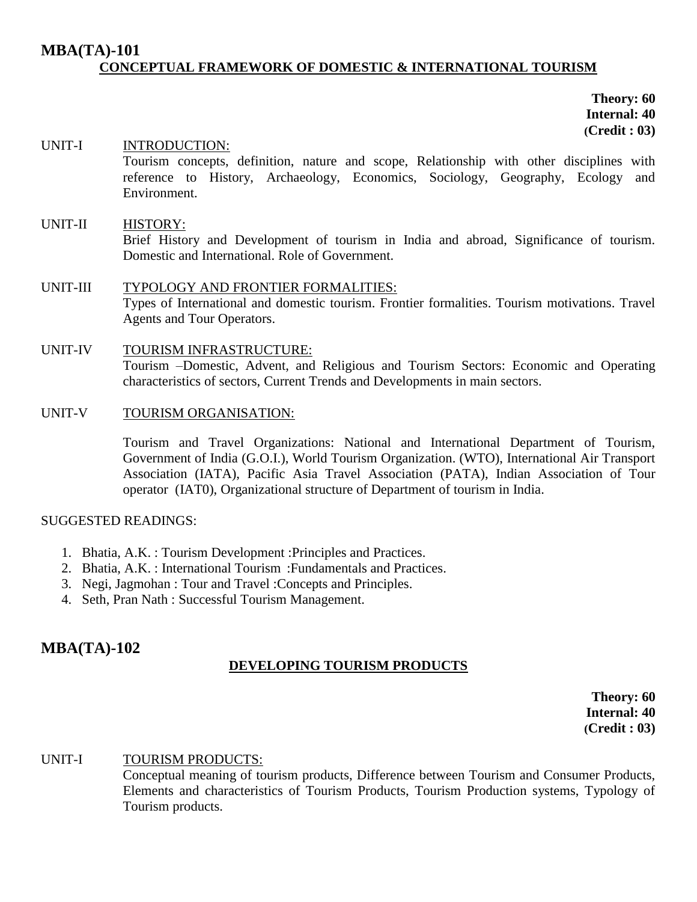## MBA(TA)-101

### CONCEPTUAL FRAMEWORK OF DOMESTIC & INTERNATIONAL TOURISM

**Theory: 60**
**Internal: 40**
**(Credit : 03)**

UNIT-I INTRODUCTION:

Tourism concepts, definition, nature and scope, Relationship with other disciplines with reference to History, Archaeology, Economics, Sociology, Geography, Ecology and Environment.

UNIT-II HISTORY:

Brief History and Development of tourism in India and abroad, Significance of tourism. Domestic and International. Role of Government.

UNIT-III TYPOLOGY AND FRONTIER FORMALITIES:

Types of International and domestic tourism. Frontier formalities. Tourism motivations. Travel Agents and Tour Operators.

UNIT-IV TOURISM INFRASTRUCTURE:

Tourism –Domestic, Advent, and Religious and Tourism Sectors: Economic and Operating characteristics of sectors, Current Trends and Developments in main sectors.

UNIT-V TOURISM ORGANISATION:

Tourism and Travel Organizations: National and International Department of Tourism, Government of India (G.O.I.), World Tourism Organization. (WTO), International Air Transport Association (IATA), Pacific Asia Travel Association (PATA), Indian Association of Tour operator (IAT0), Organizational structure of Department of tourism in India.

SUGGESTED READINGS:

1. Bhatia, A.K. : Tourism Development :Principles and Practices.
2. Bhatia, A.K. : International Tourism :Fundamentals and Practices.
3. Negi, Jagmohan : Tour and Travel :Concepts and Principles.
4. Seth, Pran Nath : Successful Tourism Management.

## MBA(TA)-102

### DEVELOPING TOURISM PRODUCTS

**Theory: 60**
**Internal: 40**
**(Credit : 03)**

UNIT-I TOURISM PRODUCTS:

Conceptual meaning of tourism products, Difference between Tourism and Consumer Products, Elements and characteristics of Tourism Products, Tourism Production systems, Typology of Tourism products.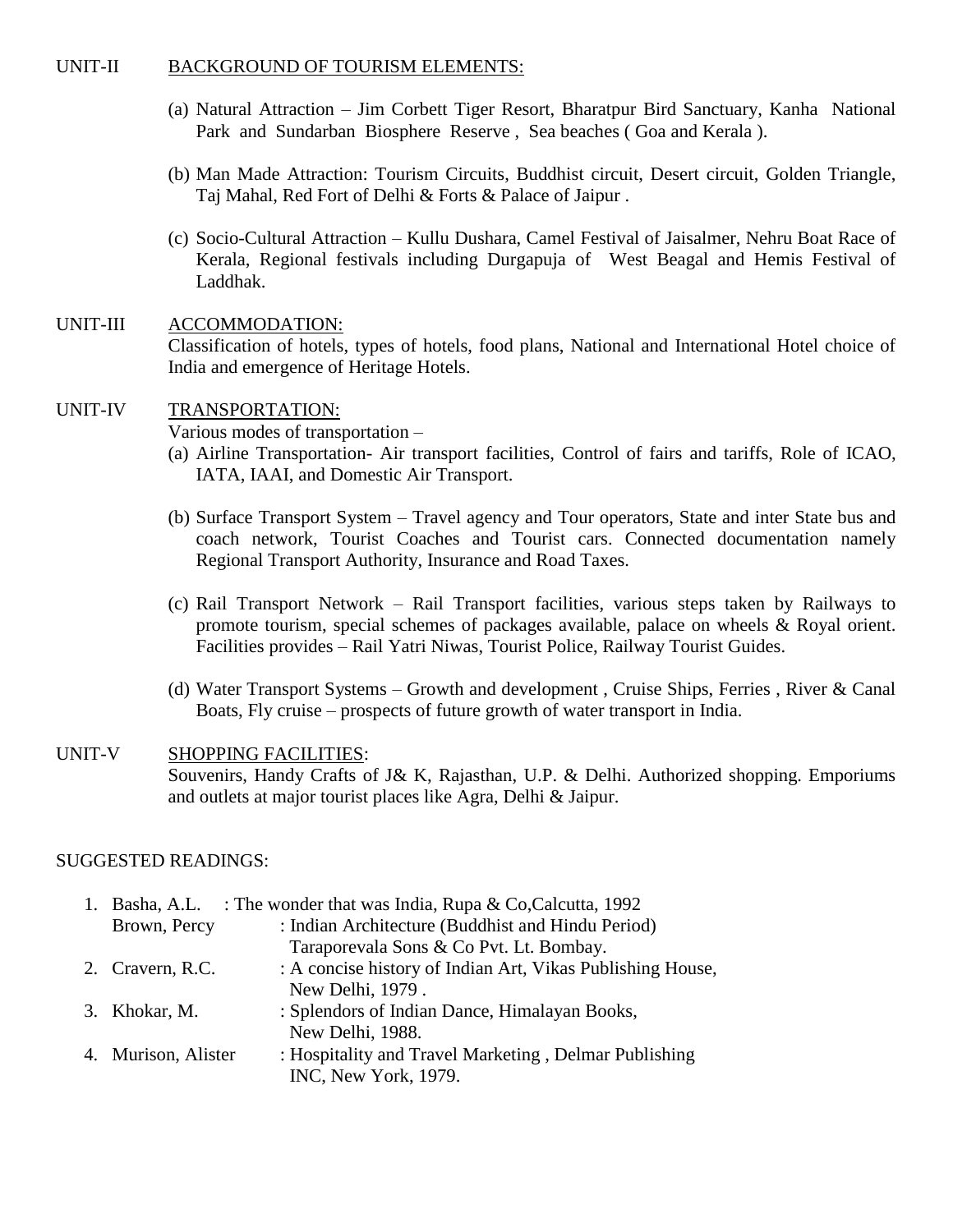UNIT-II **BACKGROUND OF TOURISM ELEMENTS:**

(a) Natural Attraction – Jim Corbett Tiger Resort, Bharatpur Bird Sanctuary, Kanha National Park and Sundarban Biosphere Reserve , Sea beaches ( Goa and Kerala ).

(b) Man Made Attraction: Tourism Circuits, Buddhist circuit, Desert circuit, Golden Triangle, Taj Mahal, Red Fort of Delhi & Forts & Palace of Jaipur .

(c) Socio-Cultural Attraction – Kullu Dushara, Camel Festival of Jaisalmer, Nehru Boat Race of Kerala, Regional festivals including Durgapuja of West Beagal and Hemis Festival of Laddhak.

UNIT-III **ACCOMMODATION:**

Classification of hotels, types of hotels, food plans, National and International Hotel choice of India and emergence of Heritage Hotels.

UNIT-IV **TRANSPORTATION:**

Various modes of transportation –

(a) Airline Transportation- Air transport facilities, Control of fairs and tariffs, Role of ICAO, IATA, IAAI, and Domestic Air Transport.

(b) Surface Transport System – Travel agency and Tour operators, State and inter State bus and coach network, Tourist Coaches and Tourist cars. Connected documentation namely Regional Transport Authority, Insurance and Road Taxes.

(c) Rail Transport Network – Rail Transport facilities, various steps taken by Railways to promote tourism, special schemes of packages available, palace on wheels & Royal orient. Facilities provides – Rail Yatri Niwas, Tourist Police, Railway Tourist Guides.

(d) Water Transport Systems – Growth and development , Cruise Ships, Ferries , River & Canal Boats, Fly cruise – prospects of future growth of water transport in India.

UNIT-V **SHOPPING FACILITIES:**

Souvenirs, Handy Crafts of J& K, Rajasthan, U.P. & Delhi. Authorized shopping. Emporiums and outlets at major tourist places like Agra, Delhi & Jaipur.

SUGGESTED READINGS:

1. Basha, A.L. : The wonder that was India, Rupa & Co,Calcutta, 1992
   Brown, Percy : Indian Architecture (Buddhist and Hindu Period) Taraporevala Sons & Co Pvt. Lt. Bombay.
2. Cravern, R.C. : A concise history of Indian Art, Vikas Publishing House, New Delhi, 1979 .
3. Khokar, M. : Splendors of Indian Dance, Himalayan Books, New Delhi, 1988.
4. Murison, Alister : Hospitality and Travel Marketing , Delmar Publishing INC, New York, 1979.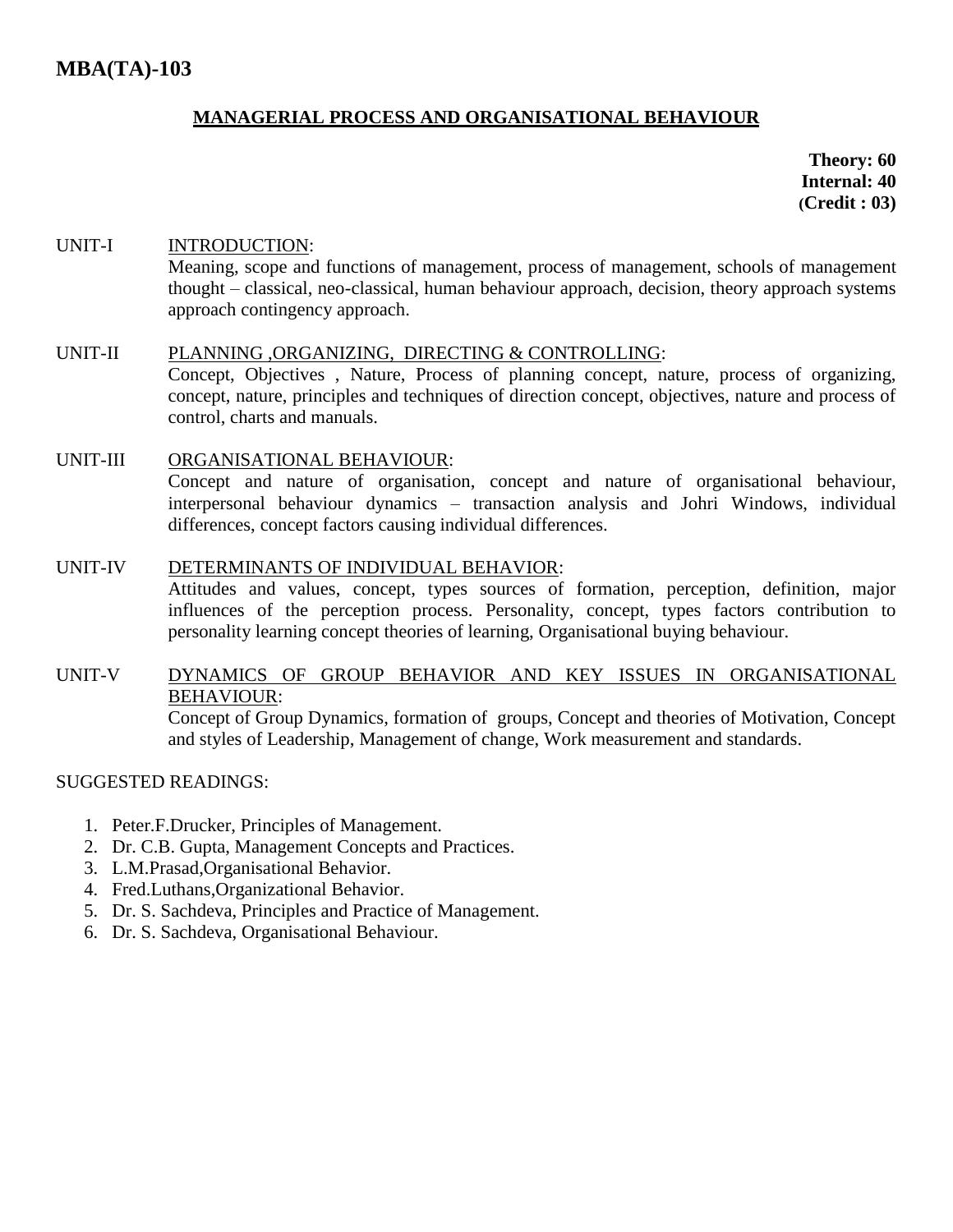# MBA(TA)-103

## MANAGERIAL PROCESS AND ORGANISATIONAL BEHAVIOUR

**Theory: 60**
**Internal: 40**
**(Credit : 03)**

UNIT-I INTRODUCTION:
Meaning, scope and functions of management, process of management, schools of management thought – classical, neo-classical, human behaviour approach, decision, theory approach systems approach contingency approach.

UNIT-II PLANNING ,ORGANIZING, DIRECTING & CONTROLLING:
Concept, Objectives , Nature, Process of planning concept, nature, process of organizing, concept, nature, principles and techniques of direction concept, objectives, nature and process of control, charts and manuals.

UNIT-III ORGANISATIONAL BEHAVIOUR:
Concept and nature of organisation, concept and nature of organisational behaviour, interpersonal behaviour dynamics – transaction analysis and Johri Windows, individual differences, concept factors causing individual differences.

UNIT-IV DETERMINANTS OF INDIVIDUAL BEHAVIOR:
Attitudes and values, concept, types sources of formation, perception, definition, major influences of the perception process. Personality, concept, types factors contribution to personality learning concept theories of learning, Organisational buying behaviour.

UNIT-V DYNAMICS OF GROUP BEHAVIOR AND KEY ISSUES IN ORGANISATIONAL BEHAVIOUR:
Concept of Group Dynamics, formation of groups, Concept and theories of Motivation, Concept and styles of Leadership, Management of change, Work measurement and standards.

SUGGESTED READINGS:

1. Peter.F.Drucker, Principles of Management.
2. Dr. C.B. Gupta, Management Concepts and Practices.
3. L.M.Prasad,Organisational Behavior.
4. Fred.Luthans,Organizational Behavior.
5. Dr. S. Sachdeva, Principles and Practice of Management.
6. Dr. S. Sachdeva, Organisational Behaviour.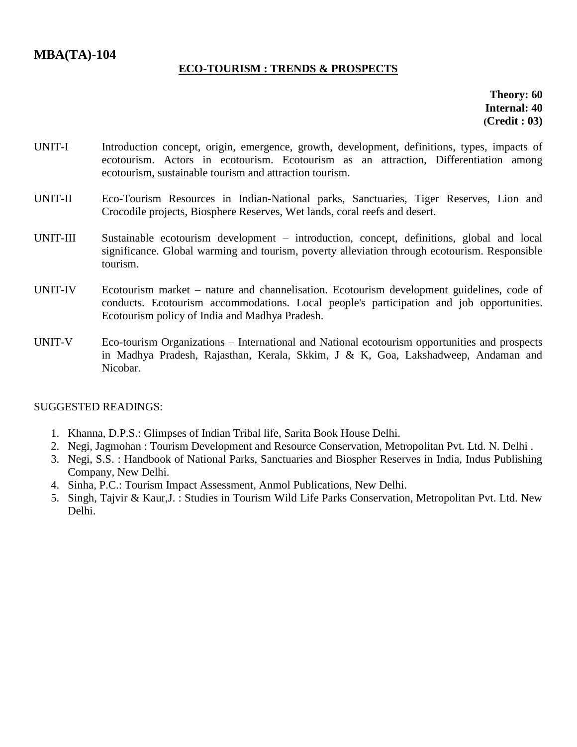## MBA(TA)-104

### ECO-TOURISM : TRENDS & PROSPECTS

**Theory: 60**
**Internal: 40**
**(Credit : 03)**

UNIT-I Introduction concept, origin, emergence, growth, development, definitions, types, impacts of ecotourism. Actors in ecotourism. Ecotourism as an attraction, Differentiation among ecotourism, sustainable tourism and attraction tourism.

UNIT-II Eco-Tourism Resources in Indian-National parks, Sanctuaries, Tiger Reserves, Lion and Crocodile projects, Biosphere Reserves, Wet lands, coral reefs and desert.

UNIT-III Sustainable ecotourism development – introduction, concept, definitions, global and local significance. Global warming and tourism, poverty alleviation through ecotourism. Responsible tourism.

UNIT-IV Ecotourism market – nature and channelisation. Ecotourism development guidelines, code of conducts. Ecotourism accommodations. Local people's participation and job opportunities. Ecotourism policy of India and Madhya Pradesh.

UNIT-V Eco-tourism Organizations – International and National ecotourism opportunities and prospects in Madhya Pradesh, Rajasthan, Kerala, Skkim, J & K, Goa, Lakshadweep, Andaman and Nicobar.

SUGGESTED READINGS:

1. Khanna, D.P.S.: Glimpses of Indian Tribal life, Sarita Book House Delhi.
2. Negi, Jagmohan : Tourism Development and Resource Conservation, Metropolitan Pvt. Ltd. N. Delhi .
3. Negi, S.S. : Handbook of National Parks, Sanctuaries and Biospher Reserves in India, Indus Publishing Company, New Delhi.
4. Sinha, P.C.: Tourism Impact Assessment, Anmol Publications, New Delhi.
5. Singh, Tajvir & Kaur,J. : Studies in Tourism Wild Life Parks Conservation, Metropolitan Pvt. Ltd. New Delhi.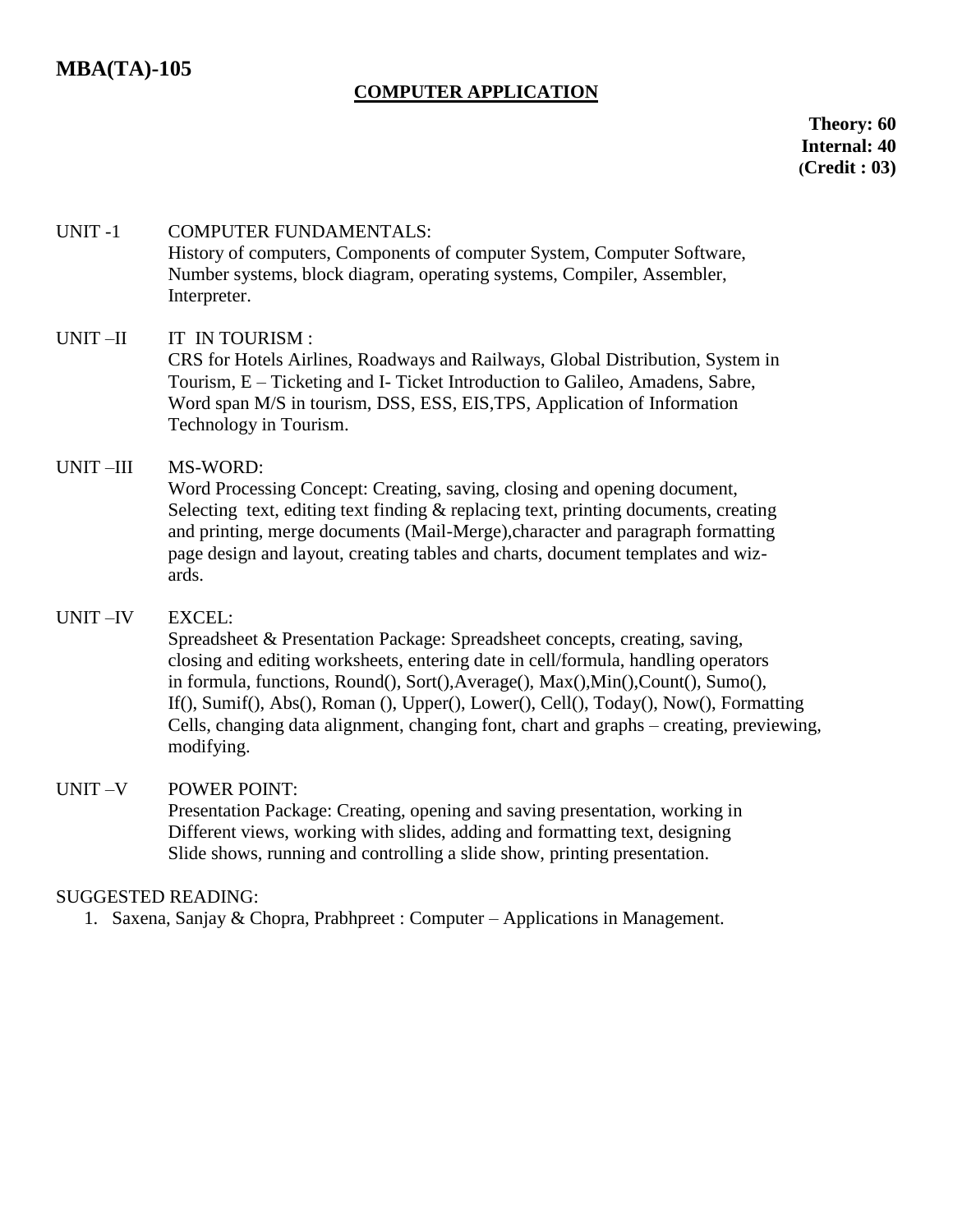# MBA(TA)-105

## COMPUTER APPLICATION

**Theory: 60**
**Internal: 40**
**(Credit : 03)**

**UNIT -1 COMPUTER FUNDAMENTALS:**
History of computers, Components of computer System, Computer Software, Number systems, block diagram, operating systems, Compiler, Assembler, Interpreter.

**UNIT –II IT IN TOURISM :**
CRS for Hotels Airlines, Roadways and Railways, Global Distribution, System in Tourism, E – Ticketing and I- Ticket Introduction to Galileo, Amadens, Sabre, Word span M/S in tourism, DSS, ESS, EIS,TPS, Application of Information Technology in Tourism.

**UNIT –III MS-WORD:**
Word Processing Concept: Creating, saving, closing and opening document, Selecting text, editing text finding & replacing text, printing documents, creating and printing, merge documents (Mail-Merge),character and paragraph formatting page design and layout, creating tables and charts, document templates and wizards.

**UNIT –IV EXCEL:**
Spreadsheet & Presentation Package: Spreadsheet concepts, creating, saving, closing and editing worksheets, entering date in cell/formula, handling operators in formula, functions, Round(), Sort(),Average(), Max(),Min(),Count(), Sumo(), If(), Sumif(), Abs(), Roman (), Upper(), Lower(), Cell(), Today(), Now(), Formatting Cells, changing data alignment, changing font, chart and graphs – creating, previewing, modifying.

**UNIT –V POWER POINT:**
Presentation Package: Creating, opening and saving presentation, working in Different views, working with slides, adding and formatting text, designing Slide shows, running and controlling a slide show, printing presentation.

SUGGESTED READING:

1. Saxena, Sanjay & Chopra, Prabhpreet : Computer – Applications in Management.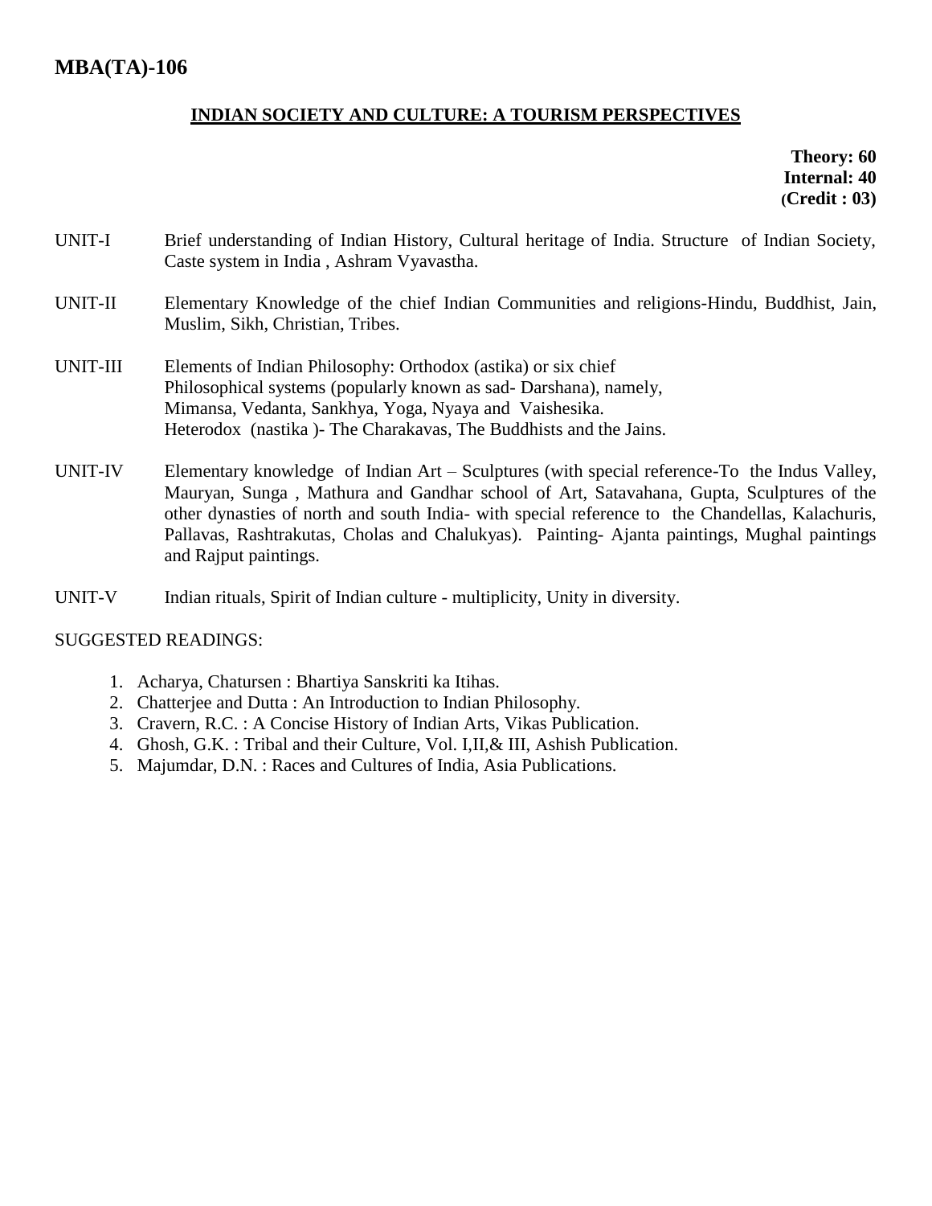# MBA(TA)-106

## INDIAN SOCIETY AND CULTURE: A TOURISM PERSPECTIVES

**Theory: 60**
**Internal: 40**
**(Credit : 03)**

UNIT-I Brief understanding of Indian History, Cultural heritage of India. Structure of Indian Society, Caste system in India , Ashram Vyavastha.

UNIT-II Elementary Knowledge of the chief Indian Communities and religions-Hindu, Buddhist, Jain, Muslim, Sikh, Christian, Tribes.

UNIT-III Elements of Indian Philosophy: Orthodox (astika) or six chief Philosophical systems (popularly known as sad- Darshana), namely, Mimansa, Vedanta, Sankhya, Yoga, Nyaya and Vaishesika. Heterodox (nastika )- The Charakavas, The Buddhists and the Jains.

UNIT-IV Elementary knowledge of Indian Art – Sculptures (with special reference-To the Indus Valley, Mauryan, Sunga , Mathura and Gandhar school of Art, Satavahana, Gupta, Sculptures of the other dynasties of north and south India- with special reference to the Chandellas, Kalachuris, Pallavas, Rashtrakutas, Cholas and Chalukyas). Painting- Ajanta paintings, Mughal paintings and Rajput paintings.

UNIT-V Indian rituals, Spirit of Indian culture - multiplicity, Unity in diversity.

SUGGESTED READINGS:

1. Acharya, Chatursen : Bhartiya Sanskriti ka Itihas.
2. Chatterjee and Dutta : An Introduction to Indian Philosophy.
3. Cravern, R.C. : A Concise History of Indian Arts, Vikas Publication.
4. Ghosh, G.K. : Tribal and their Culture, Vol. I,II,& III, Ashish Publication.
5. Majumdar, D.N. : Races and Cultures of India, Asia Publications.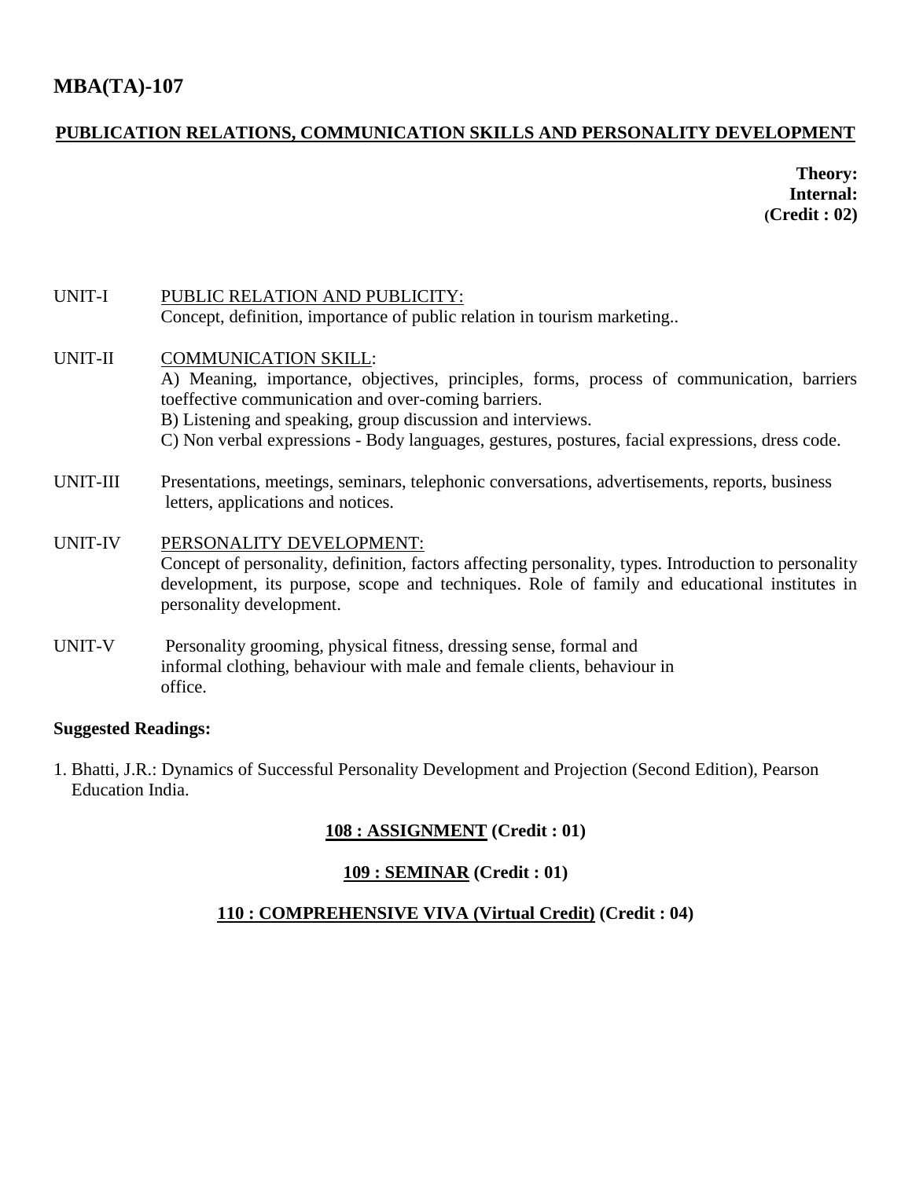# MBA(TA)-107

## PUBLICATION RELATIONS, COMMUNICATION SKILLS AND PERSONALITY DEVELOPMENT

**Theory:**
**Internal:**
**(Credit : 02)**

UNIT-I PUBLIC RELATION AND PUBLICITY:
Concept, definition, importance of public relation in tourism marketing..

UNIT-II COMMUNICATION SKILL:
A) Meaning, importance, objectives, principles, forms, process of communication, barriers toeffective communication and over-coming barriers.
B) Listening and speaking, group discussion and interviews.
C) Non verbal expressions - Body languages, gestures, postures, facial expressions, dress code.

UNIT-III Presentations, meetings, seminars, telephonic conversations, advertisements, reports, business letters, applications and notices.

UNIT-IV PERSONALITY DEVELOPMENT:
Concept of personality, definition, factors affecting personality, types. Introduction to personality development, its purpose, scope and techniques. Role of family and educational institutes in personality development.

UNIT-V Personality grooming, physical fitness, dressing sense, formal and informal clothing, behaviour with male and female clients, behaviour in office.

**Suggested Readings:**

1. Bhatti, J.R.: Dynamics of Successful Personality Development and Projection (Second Edition), Pearson Education India.

**108 : ASSIGNMENT (Credit : 01)**

**109 : SEMINAR (Credit : 01)**

**110 : COMPREHENSIVE VIVA (Virtual Credit) (Credit : 04)**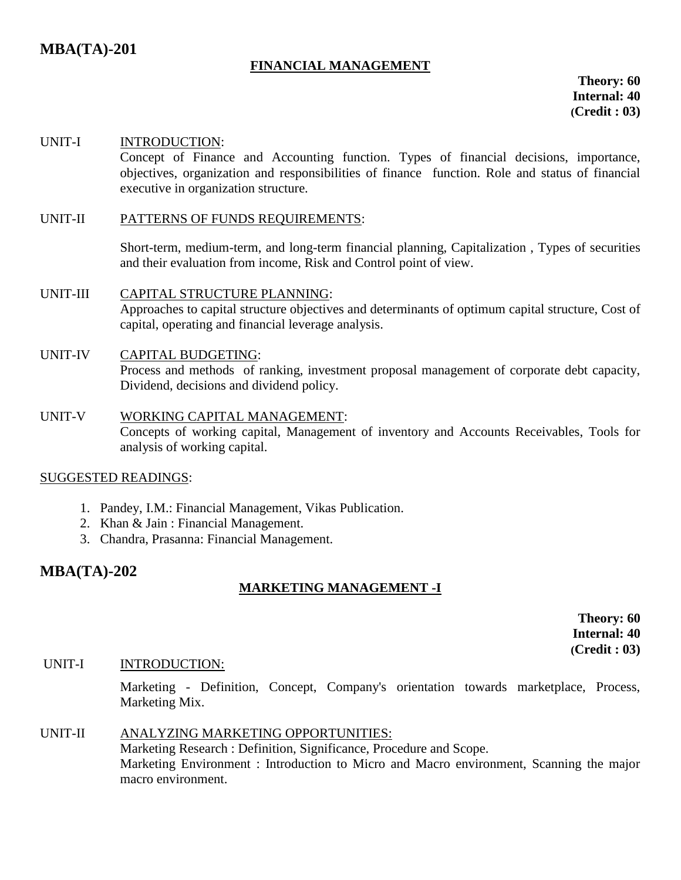## MBA(TA)-201

### FINANCIAL MANAGEMENT

**Theory: 60**
**Internal: 40**
**(Credit : 03)**

UNIT-I INTRODUCTION:
Concept of Finance and Accounting function. Types of financial decisions, importance, objectives, organization and responsibilities of finance function. Role and status of financial executive in organization structure.

UNIT-II PATTERNS OF FUNDS REQUIREMENTS:
Short-term, medium-term, and long-term financial planning, Capitalization , Types of securities and their evaluation from income, Risk and Control point of view.

UNIT-III CAPITAL STRUCTURE PLANNING:
Approaches to capital structure objectives and determinants of optimum capital structure, Cost of capital, operating and financial leverage analysis.

UNIT-IV CAPITAL BUDGETING:
Process and methods of ranking, investment proposal management of corporate debt capacity, Dividend, decisions and dividend policy.

UNIT-V WORKING CAPITAL MANAGEMENT:
Concepts of working capital, Management of inventory and Accounts Receivables, Tools for analysis of working capital.

SUGGESTED READINGS:

1. Pandey, I.M.: Financial Management, Vikas Publication.
2. Khan & Jain : Financial Management.
3. Chandra, Prasanna: Financial Management.

## MBA(TA)-202

### MARKETING MANAGEMENT -I

**Theory: 60**
**Internal: 40**
**(Credit : 03)**

UNIT-I INTRODUCTION:
Marketing - Definition, Concept, Company's orientation towards marketplace, Process, Marketing Mix.

UNIT-II ANALYZING MARKETING OPPORTUNITIES:
Marketing Research : Definition, Significance, Procedure and Scope.
Marketing Environment : Introduction to Micro and Macro environment, Scanning the major macro environment.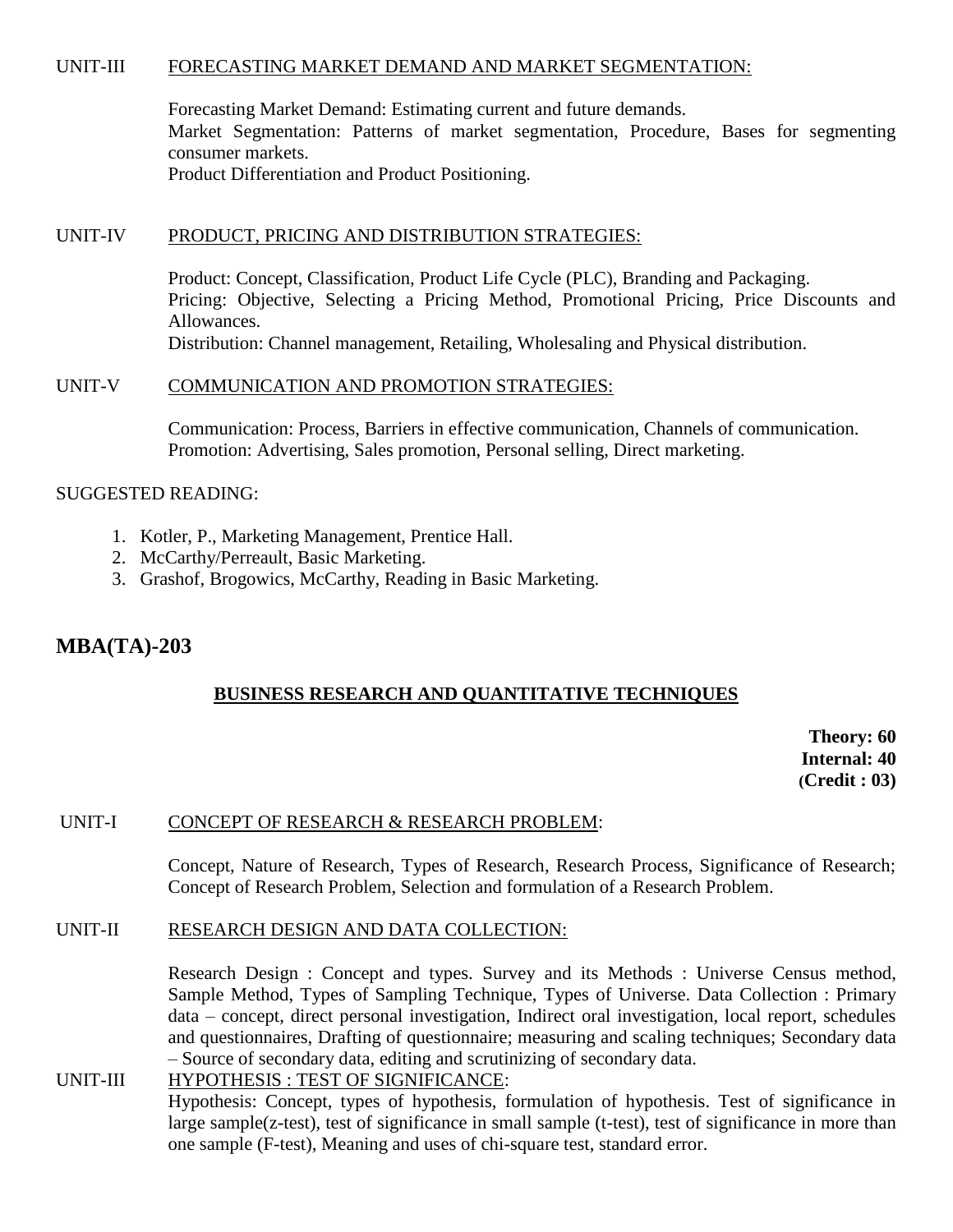UNIT-III FORECASTING MARKET DEMAND AND MARKET SEGMENTATION:

Forecasting Market Demand: Estimating current and future demands.
Market Segmentation: Patterns of market segmentation, Procedure, Bases for segmenting consumer markets.
Product Differentiation and Product Positioning.

UNIT-IV PRODUCT, PRICING AND DISTRIBUTION STRATEGIES:

Product: Concept, Classification, Product Life Cycle (PLC), Branding and Packaging.
Pricing: Objective, Selecting a Pricing Method, Promotional Pricing, Price Discounts and Allowances.
Distribution: Channel management, Retailing, Wholesaling and Physical distribution.

UNIT-V COMMUNICATION AND PROMOTION STRATEGIES:

Communication: Process, Barriers in effective communication, Channels of communication.
Promotion: Advertising, Sales promotion, Personal selling, Direct marketing.

SUGGESTED READING:

1. Kotler, P., Marketing Management, Prentice Hall.
2. McCarthy/Perreault, Basic Marketing.
3. Grashof, Brogowics, McCarthy, Reading in Basic Marketing.

## MBA(TA)-203

**BUSINESS RESEARCH AND QUANTITATIVE TECHNIQUES**

**Theory: 60**
**Internal: 40**
**(Credit : 03)**

UNIT-I CONCEPT OF RESEARCH & RESEARCH PROBLEM:

Concept, Nature of Research, Types of Research, Research Process, Significance of Research; Concept of Research Problem, Selection and formulation of a Research Problem.

UNIT-II RESEARCH DESIGN AND DATA COLLECTION:

Research Design : Concept and types. Survey and its Methods : Universe Census method, Sample Method, Types of Sampling Technique, Types of Universe. Data Collection : Primary data – concept, direct personal investigation, Indirect oral investigation, local report, schedules and questionnaires, Drafting of questionnaire; measuring and scaling techniques; Secondary data – Source of secondary data, editing and scrutinizing of secondary data.

UNIT-III HYPOTHESIS : TEST OF SIGNIFICANCE:

Hypothesis: Concept, types of hypothesis, formulation of hypothesis. Test of significance in large sample(z-test), test of significance in small sample (t-test), test of significance in more than one sample (F-test), Meaning and uses of chi-square test, standard error.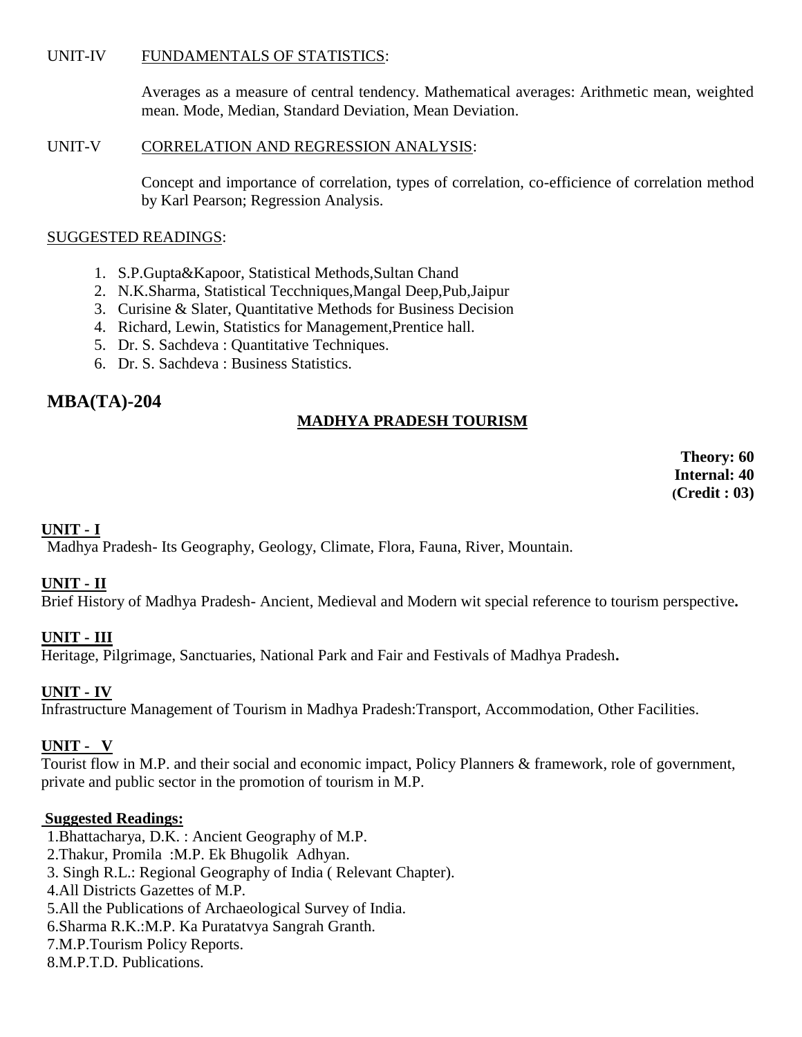UNIT-IV FUNDAMENTALS OF STATISTICS:

Averages as a measure of central tendency. Mathematical averages: Arithmetic mean, weighted mean. Mode, Median, Standard Deviation, Mean Deviation.

UNIT-V CORRELATION AND REGRESSION ANALYSIS:

Concept and importance of correlation, types of correlation, co-efficience of correlation method by Karl Pearson; Regression Analysis.

SUGGESTED READINGS:

1. S.P.Gupta&Kapoor, Statistical Methods,Sultan Chand
2. N.K.Sharma, Statistical Tecchniques,Mangal Deep,Pub,Jaipur
3. Curisine & Slater, Quantitative Methods for Business Decision
4. Richard, Lewin, Statistics for Management,Prentice hall.
5. Dr. S. Sachdeva : Quantitative Techniques.
6. Dr. S. Sachdeva : Business Statistics.

## MBA(TA)-204

### MADHYA PRADESH TOURISM

**Theory: 60**
**Internal: 40**
**(Credit : 03)**

**UNIT - I**

Madhya Pradesh- Its Geography, Geology, Climate, Flora, Fauna, River, Mountain.

**UNIT - II**

Brief History of Madhya Pradesh- Ancient, Medieval and Modern wit special reference to tourism perspective**.**

**UNIT - III**

Heritage, Pilgrimage, Sanctuaries, National Park and Fair and Festivals of Madhya Pradesh**.**

**UNIT - IV**

Infrastructure Management of Tourism in Madhya Pradesh:Transport, Accommodation, Other Facilities.

**UNIT - V**

Tourist flow in M.P. and their social and economic impact, Policy Planners & framework, role of government, private and public sector in the promotion of tourism in M.P.

**Suggested Readings:**

1. Bhattacharya, D.K. : Ancient Geography of M.P.
2. Thakur, Promila :M.P. Ek Bhugolik Adhyan.
3. Singh R.L.: Regional Geography of India ( Relevant Chapter).
4. All Districts Gazettes of M.P.
5. All the Publications of Archaeological Survey of India.
6. Sharma R.K.:M.P. Ka Puratatvya Sangrah Granth.
7. M.P.Tourism Policy Reports.
8. M.P.T.D. Publications.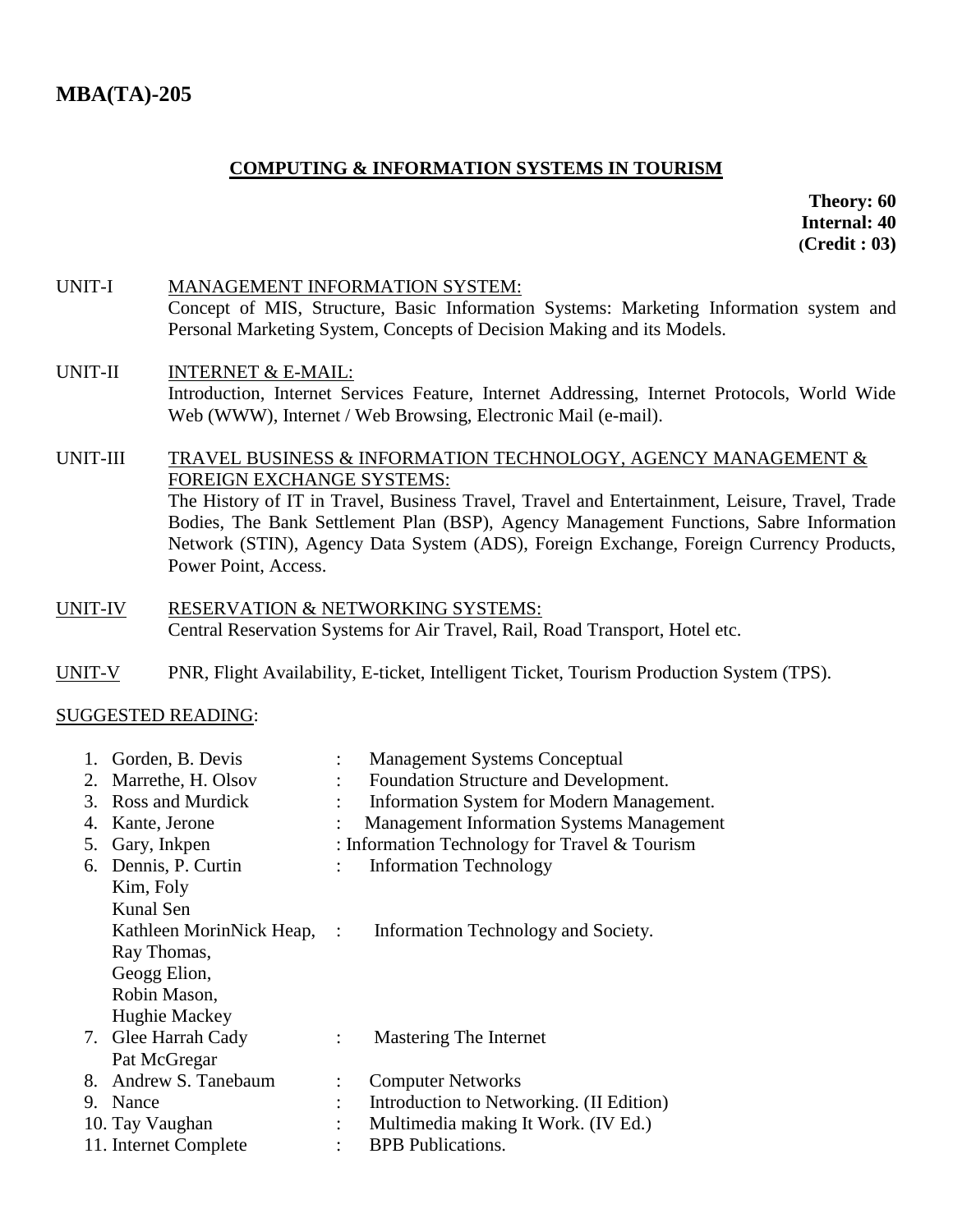# MBA(TA)-205

## COMPUTING & INFORMATION SYSTEMS IN TOURISM

**Theory: 60**
**Internal: 40**
**(Credit : 03)**

UNIT-I MANAGEMENT INFORMATION SYSTEM:
Concept of MIS, Structure, Basic Information Systems: Marketing Information system and Personal Marketing System, Concepts of Decision Making and its Models.

UNIT-II INTERNET & E-MAIL:
Introduction, Internet Services Feature, Internet Addressing, Internet Protocols, World Wide Web (WWW), Internet / Web Browsing, Electronic Mail (e-mail).

UNIT-III TRAVEL BUSINESS & INFORMATION TECHNOLOGY, AGENCY MANAGEMENT & FOREIGN EXCHANGE SYSTEMS:
The History of IT in Travel, Business Travel, Travel and Entertainment, Leisure, Travel, Trade Bodies, The Bank Settlement Plan (BSP), Agency Management Functions, Sabre Information Network (STIN), Agency Data System (ADS), Foreign Exchange, Foreign Currency Products, Power Point, Access.

UNIT-IV RESERVATION & NETWORKING SYSTEMS:
Central Reservation Systems for Air Travel, Rail, Road Transport, Hotel etc.

UNIT-V PNR, Flight Availability, E-ticket, Intelligent Ticket, Tourism Production System (TPS).

SUGGESTED READING:

1. Gorden, B. Devis : Management Systems Conceptual
2. Marrethe, H. Olsov : Foundation Structure and Development.
3. Ross and Murdick : Information System for Modern Management.
4. Kante, Jerone : Management Information Systems Management
5. Gary, Inkpen : Information Technology for Travel & Tourism
6. Dennis, P. Curtin : Information Technology
   Kim, Foly
   Kunal Sen
   Kathleen MorinNick Heap, : Information Technology and Society.
   Ray Thomas,
   Geogg Elion,
   Robin Mason,
   Hughie Mackey
7. Glee Harrah Cady : Mastering The Internet
   Pat McGregar
8. Andrew S. Tanebaum : Computer Networks
9. Nance : Introduction to Networking. (II Edition)
10. Tay Vaughan : Multimedia making It Work. (IV Ed.)
11. Internet Complete : BPB Publications.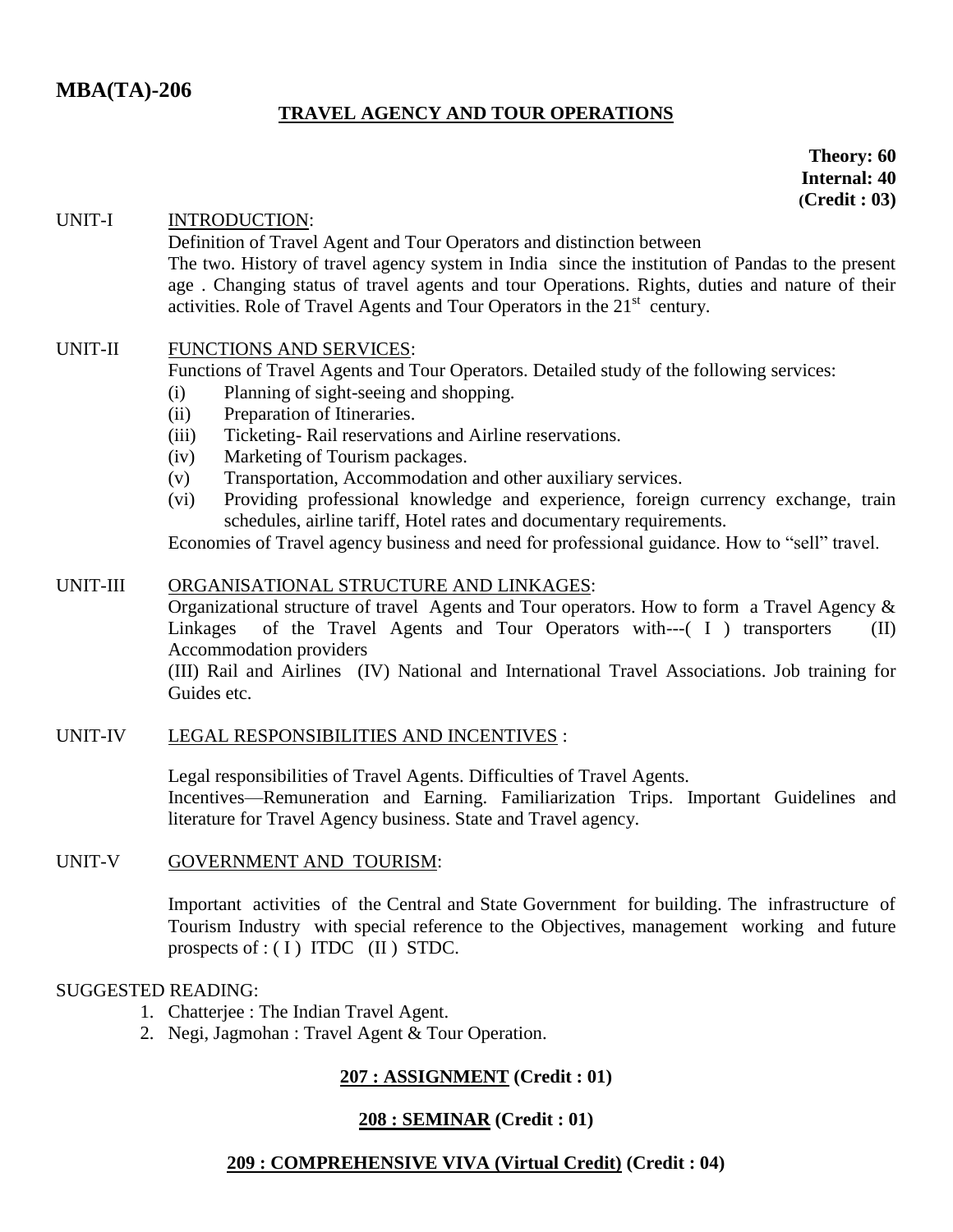# MBA(TA)-206

## TRAVEL AGENCY AND TOUR OPERATIONS

**Theory: 60**
**Internal: 40**
**(Credit : 03)**

UNIT-I INTRODUCTION:

Definition of Travel Agent and Tour Operators and distinction between The two. History of travel agency system in India since the institution of Pandas to the present age . Changing status of travel agents and tour Operations. Rights, duties and nature of their activities. Role of Travel Agents and Tour Operators in the 21st century.

UNIT-II FUNCTIONS AND SERVICES:

Functions of Travel Agents and Tour Operators. Detailed study of the following services:

(i) Planning of sight-seeing and shopping.
(ii) Preparation of Itineraries.
(iii) Ticketing- Rail reservations and Airline reservations.
(iv) Marketing of Tourism packages.
(v) Transportation, Accommodation and other auxiliary services.
(vi) Providing professional knowledge and experience, foreign currency exchange, train schedules, airline tariff, Hotel rates and documentary requirements.

Economies of Travel agency business and need for professional guidance. How to "sell" travel.

UNIT-III ORGANISATIONAL STRUCTURE AND LINKAGES:

Organizational structure of travel Agents and Tour operators. How to form a Travel Agency & Linkages of the Travel Agents and Tour Operators with---( I ) transporters (II) Accommodation providers
(III) Rail and Airlines (IV) National and International Travel Associations. Job training for Guides etc.

UNIT-IV LEGAL RESPONSIBILITIES AND INCENTIVES :

Legal responsibilities of Travel Agents. Difficulties of Travel Agents.
Incentives—Remuneration and Earning. Familiarization Trips. Important Guidelines and literature for Travel Agency business. State and Travel agency.

UNIT-V GOVERNMENT AND TOURISM:

Important activities of the Central and State Government for building. The infrastructure of Tourism Industry with special reference to the Objectives, management working and future prospects of : ( I ) ITDC (II ) STDC.

SUGGESTED READING:

1. Chatterjee : The Indian Travel Agent.
2. Negi, Jagmohan : Travel Agent & Tour Operation.

**207 : ASSIGNMENT (Credit : 01)**

**208 : SEMINAR (Credit : 01)**

**209 : COMPREHENSIVE VIVA (Virtual Credit) (Credit : 04)**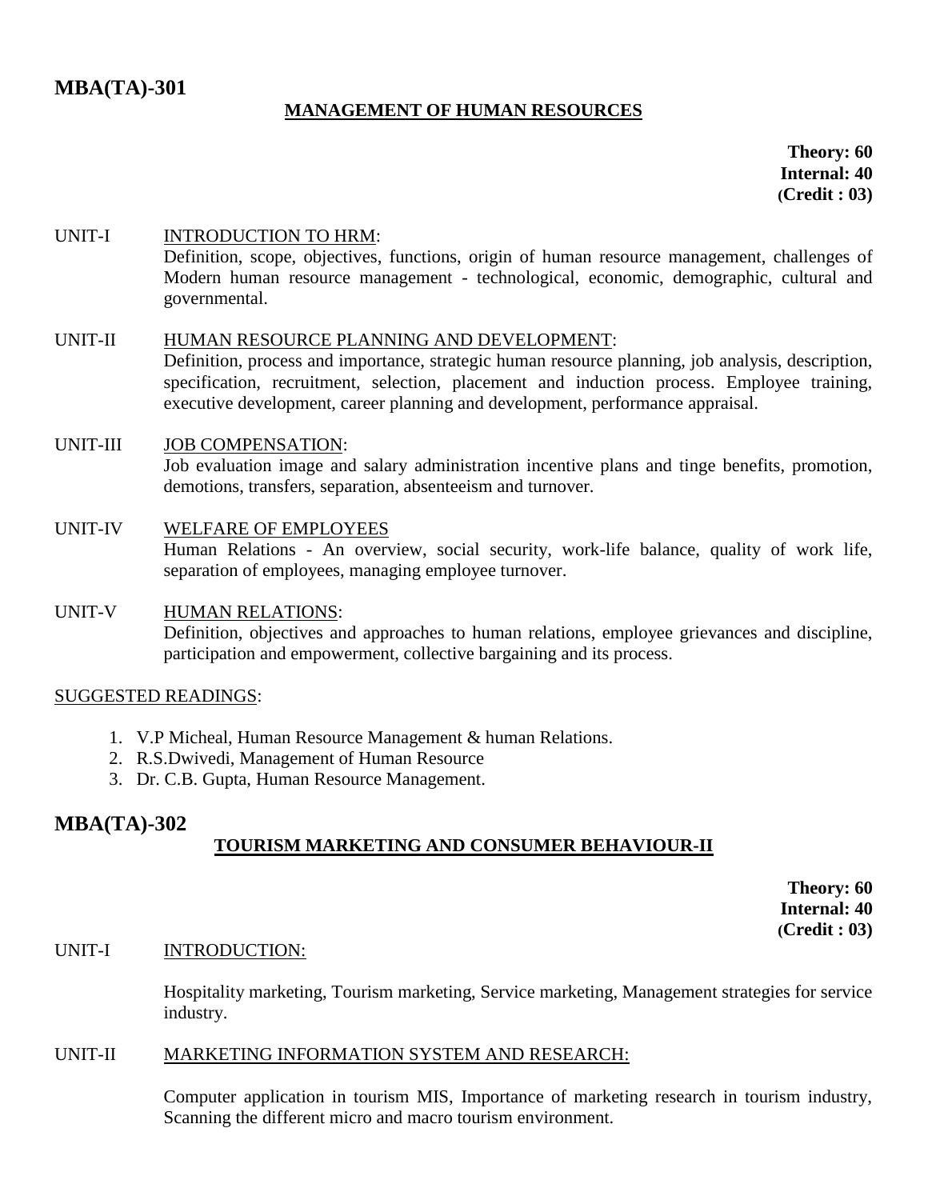## MBA(TA)-301

### MANAGEMENT OF HUMAN RESOURCES

**Theory: 60**
**Internal: 40**
**(Credit : 03)**

UNIT-I &nbsp;&nbsp; INTRODUCTION TO HRM:
Definition, scope, objectives, functions, origin of human resource management, challenges of Modern human resource management - technological, economic, demographic, cultural and governmental.

UNIT-II &nbsp;&nbsp; HUMAN RESOURCE PLANNING AND DEVELOPMENT:
Definition, process and importance, strategic human resource planning, job analysis, description, specification, recruitment, selection, placement and induction process. Employee training, executive development, career planning and development, performance appraisal.

UNIT-III &nbsp;&nbsp; JOB COMPENSATION:
Job evaluation image and salary administration incentive plans and tinge benefits, promotion, demotions, transfers, separation, absenteeism and turnover.

UNIT-IV &nbsp;&nbsp; WELFARE OF EMPLOYEES
Human Relations - An overview, social security, work-life balance, quality of work life, separation of employees, managing employee turnover.

UNIT-V &nbsp;&nbsp; HUMAN RELATIONS:
Definition, objectives and approaches to human relations, employee grievances and discipline, participation and empowerment, collective bargaining and its process.

SUGGESTED READINGS:

1. V.P Micheal, Human Resource Management & human Relations.
2. R.S.Dwivedi, Management of Human Resource
3. Dr. C.B. Gupta, Human Resource Management.

## MBA(TA)-302

### TOURISM MARKETING AND CONSUMER BEHAVIOUR-II

**Theory: 60**
**Internal: 40**
**(Credit : 03)**

UNIT-I &nbsp;&nbsp; INTRODUCTION:

Hospitality marketing, Tourism marketing, Service marketing, Management strategies for service industry.

UNIT-II &nbsp;&nbsp; MARKETING INFORMATION SYSTEM AND RESEARCH:

Computer application in tourism MIS, Importance of marketing research in tourism industry, Scanning the different micro and macro tourism environment.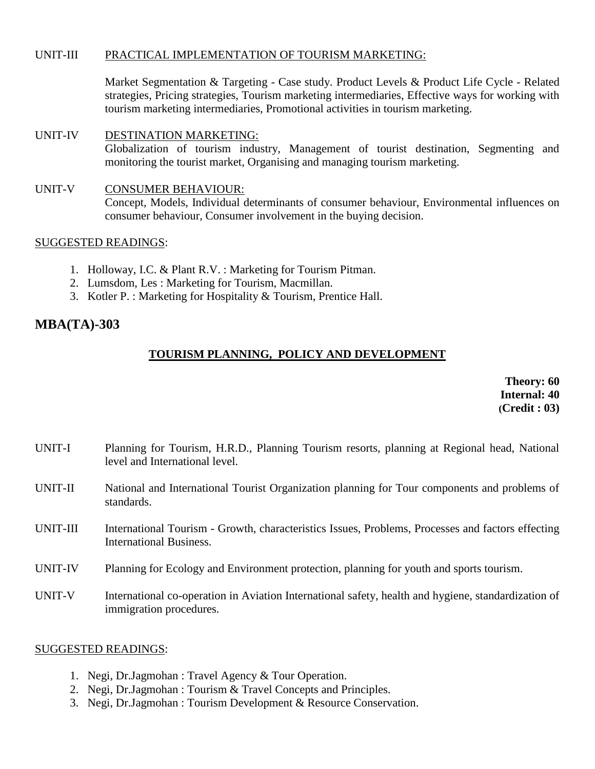UNIT-III PRACTICAL IMPLEMENTATION OF TOURISM MARKETING:

Market Segmentation & Targeting - Case study. Product Levels & Product Life Cycle - Related strategies, Pricing strategies, Tourism marketing intermediaries, Effective ways for working with tourism marketing intermediaries, Promotional activities in tourism marketing.

UNIT-IV DESTINATION MARKETING:

Globalization of tourism industry, Management of tourist destination, Segmenting and monitoring the tourist market, Organising and managing tourism marketing.

UNIT-V CONSUMER BEHAVIOUR:

Concept, Models, Individual determinants of consumer behaviour, Environmental influences on consumer behaviour, Consumer involvement in the buying decision.

SUGGESTED READINGS:

1. Holloway, I.C. & Plant R.V. : Marketing for Tourism Pitman.
2. Lumsdom, Les : Marketing for Tourism, Macmillan.
3. Kotler P. : Marketing for Hospitality & Tourism, Prentice Hall.

## MBA(TA)-303

### TOURISM PLANNING, POLICY AND DEVELOPMENT

**Theory: 60**
**Internal: 40**
**(Credit : 03)**

UNIT-I Planning for Tourism, H.R.D., Planning Tourism resorts, planning at Regional head, National level and International level.

UNIT-II National and International Tourist Organization planning for Tour components and problems of standards.

UNIT-III International Tourism - Growth, characteristics Issues, Problems, Processes and factors effecting International Business.

UNIT-IV Planning for Ecology and Environment protection, planning for youth and sports tourism.

UNIT-V International co-operation in Aviation International safety, health and hygiene, standardization of immigration procedures.

SUGGESTED READINGS:

1. Negi, Dr.Jagmohan : Travel Agency & Tour Operation.
2. Negi, Dr.Jagmohan : Tourism & Travel Concepts and Principles.
3. Negi, Dr.Jagmohan : Tourism Development & Resource Conservation.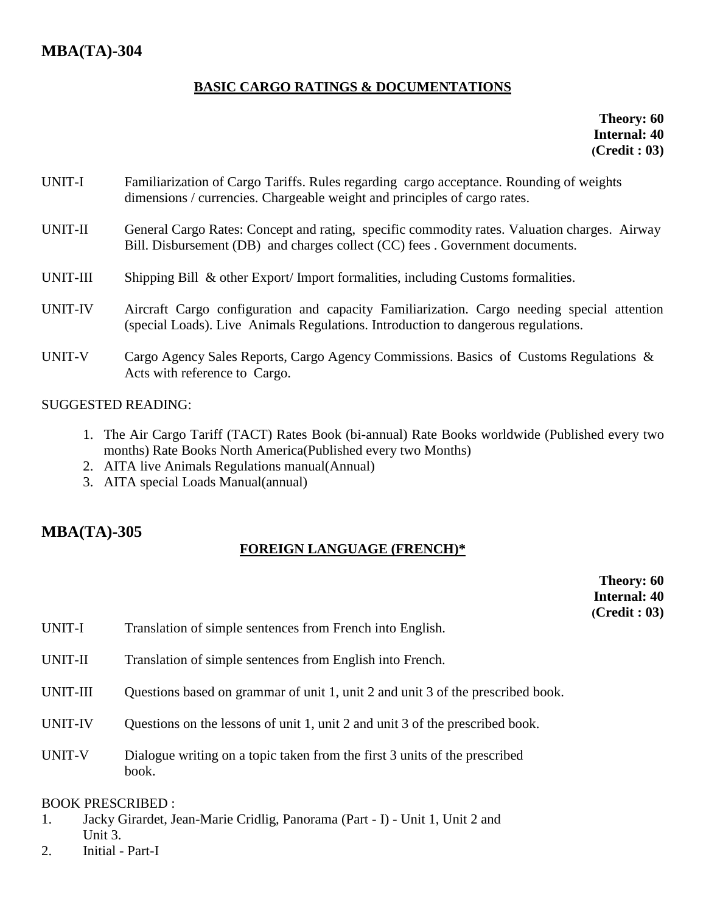## MBA(TA)-304

### BASIC CARGO RATINGS & DOCUMENTATIONS

**Theory: 60**
**Internal: 40**
**(Credit : 03)**

UNIT-I Familiarization of Cargo Tariffs. Rules regarding cargo acceptance. Rounding of weights dimensions / currencies. Chargeable weight and principles of cargo rates.

UNIT-II General Cargo Rates: Concept and rating, specific commodity rates. Valuation charges. Airway Bill. Disbursement (DB) and charges collect (CC) fees . Government documents.

UNIT-III Shipping Bill & other Export/ Import formalities, including Customs formalities.

UNIT-IV Aircraft Cargo configuration and capacity Familiarization. Cargo needing special attention (special Loads). Live Animals Regulations. Introduction to dangerous regulations.

UNIT-V Cargo Agency Sales Reports, Cargo Agency Commissions. Basics of Customs Regulations & Acts with reference to Cargo.

SUGGESTED READING:

1. The Air Cargo Tariff (TACT) Rates Book (bi-annual) Rate Books worldwide (Published every two months) Rate Books North America(Published every two Months)
2. AITA live Animals Regulations manual(Annual)
3. AITA special Loads Manual(annual)

## MBA(TA)-305

### FOREIGN LANGUAGE (FRENCH)*

**Theory: 60**
**Internal: 40**
**(Credit : 03)**

UNIT-I Translation of simple sentences from French into English.

UNIT-II Translation of simple sentences from English into French.

UNIT-III Questions based on grammar of unit 1, unit 2 and unit 3 of the prescribed book.

UNIT-IV Questions on the lessons of unit 1, unit 2 and unit 3 of the prescribed book.

UNIT-V Dialogue writing on a topic taken from the first 3 units of the prescribed book.

BOOK PRESCRIBED :

1. Jacky Girardet, Jean-Marie Cridlig, Panorama (Part - I) - Unit 1, Unit 2 and Unit 3.
2. Initial - Part-I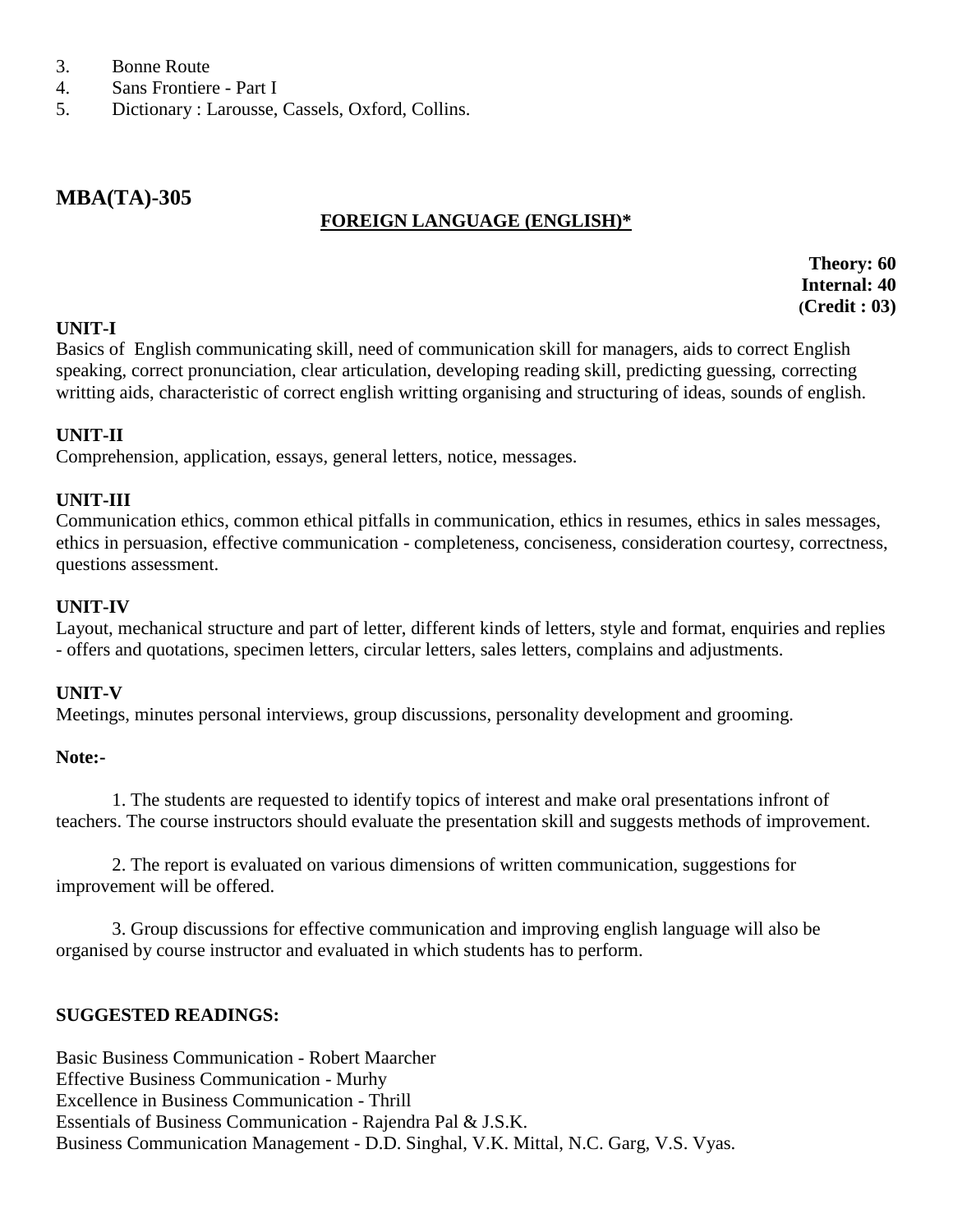3. Bonne Route
4. Sans Frontiere - Part I
5. Dictionary : Larousse, Cassels, Oxford, Collins.

## MBA(TA)-305

**FOREIGN LANGUAGE (ENGLISH)***

**Theory: 60**
**Internal: 40**
**(Credit : 03)**

**UNIT-I**

Basics of English communicating skill, need of communication skill for managers, aids to correct English speaking, correct pronunciation, clear articulation, developing reading skill, predicting guessing, correcting writting aids, characteristic of correct english writting organising and structuring of ideas, sounds of english.

**UNIT-II**

Comprehension, application, essays, general letters, notice, messages.

**UNIT-III**

Communication ethics, common ethical pitfalls in communication, ethics in resumes, ethics in sales messages, ethics in persuasion, effective communication - completeness, conciseness, consideration courtesy, correctness, questions assessment.

**UNIT-IV**

Layout, mechanical structure and part of letter, different kinds of letters, style and format, enquiries and replies - offers and quotations, specimen letters, circular letters, sales letters, complains and adjustments.

**UNIT-V**

Meetings, minutes personal interviews, group discussions, personality development and grooming.

**Note:-**

1. The students are requested to identify topics of interest and make oral presentations infront of teachers. The course instructors should evaluate the presentation skill and suggests methods of improvement.

2. The report is evaluated on various dimensions of written communication, suggestions for improvement will be offered.

3. Group discussions for effective communication and improving english language will also be organised by course instructor and evaluated in which students has to perform.

**SUGGESTED READINGS:**

Basic Business Communication - Robert Maarcher
Effective Business Communication - Murhy
Excellence in Business Communication - Thrill
Essentials of Business Communication - Rajendra Pal & J.S.K.
Business Communication Management - D.D. Singhal, V.K. Mittal, N.C. Garg, V.S. Vyas.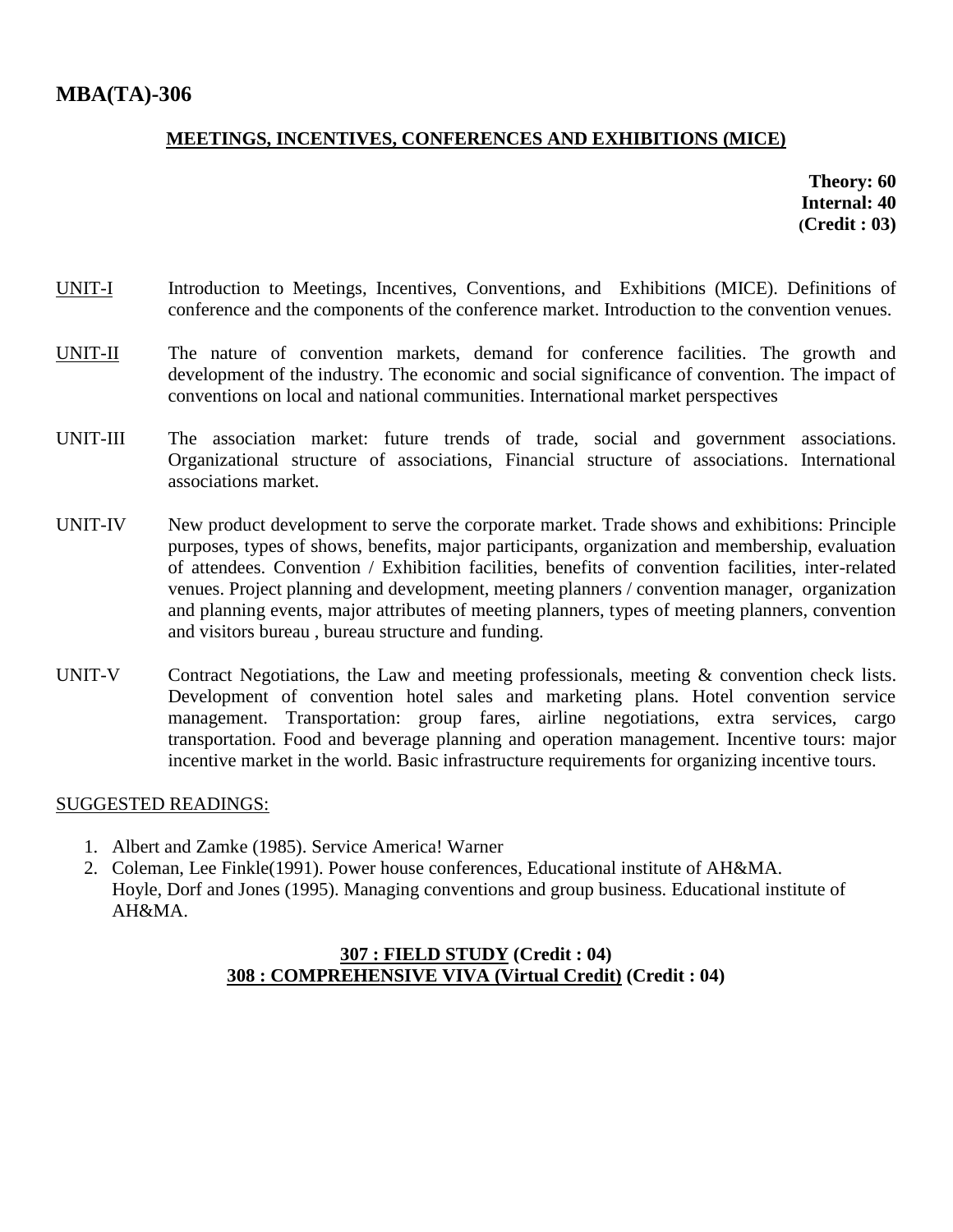# MBA(TA)-306

## MEETINGS, INCENTIVES, CONFERENCES AND EXHIBITIONS (MICE)

**Theory: 60**
**Internal: 40**
**(Credit : 03)**

UNIT-I Introduction to Meetings, Incentives, Conventions, and Exhibitions (MICE). Definitions of conference and the components of the conference market. Introduction to the convention venues.

UNIT-II The nature of convention markets, demand for conference facilities. The growth and development of the industry. The economic and social significance of convention. The impact of conventions on local and national communities. International market perspectives

UNIT-III The association market: future trends of trade, social and government associations. Organizational structure of associations, Financial structure of associations. International associations market.

UNIT-IV New product development to serve the corporate market. Trade shows and exhibitions: Principle purposes, types of shows, benefits, major participants, organization and membership, evaluation of attendees. Convention / Exhibition facilities, benefits of convention facilities, inter-related venues. Project planning and development, meeting planners / convention manager, organization and planning events, major attributes of meeting planners, types of meeting planners, convention and visitors bureau , bureau structure and funding.

UNIT-V Contract Negotiations, the Law and meeting professionals, meeting & convention check lists. Development of convention hotel sales and marketing plans. Hotel convention service management. Transportation: group fares, airline negotiations, extra services, cargo transportation. Food and beverage planning and operation management. Incentive tours: major incentive market in the world. Basic infrastructure requirements for organizing incentive tours.

SUGGESTED READINGS:

1. Albert and Zamke (1985). Service America! Warner
2. Coleman, Lee Finkle(1991). Power house conferences, Educational institute of AH&MA.
   Hoyle, Dorf and Jones (1995). Managing conventions and group business. Educational institute of AH&MA.

**307 : FIELD STUDY (Credit : 04)**
**308 : COMPREHENSIVE VIVA (Virtual Credit) (Credit : 04)**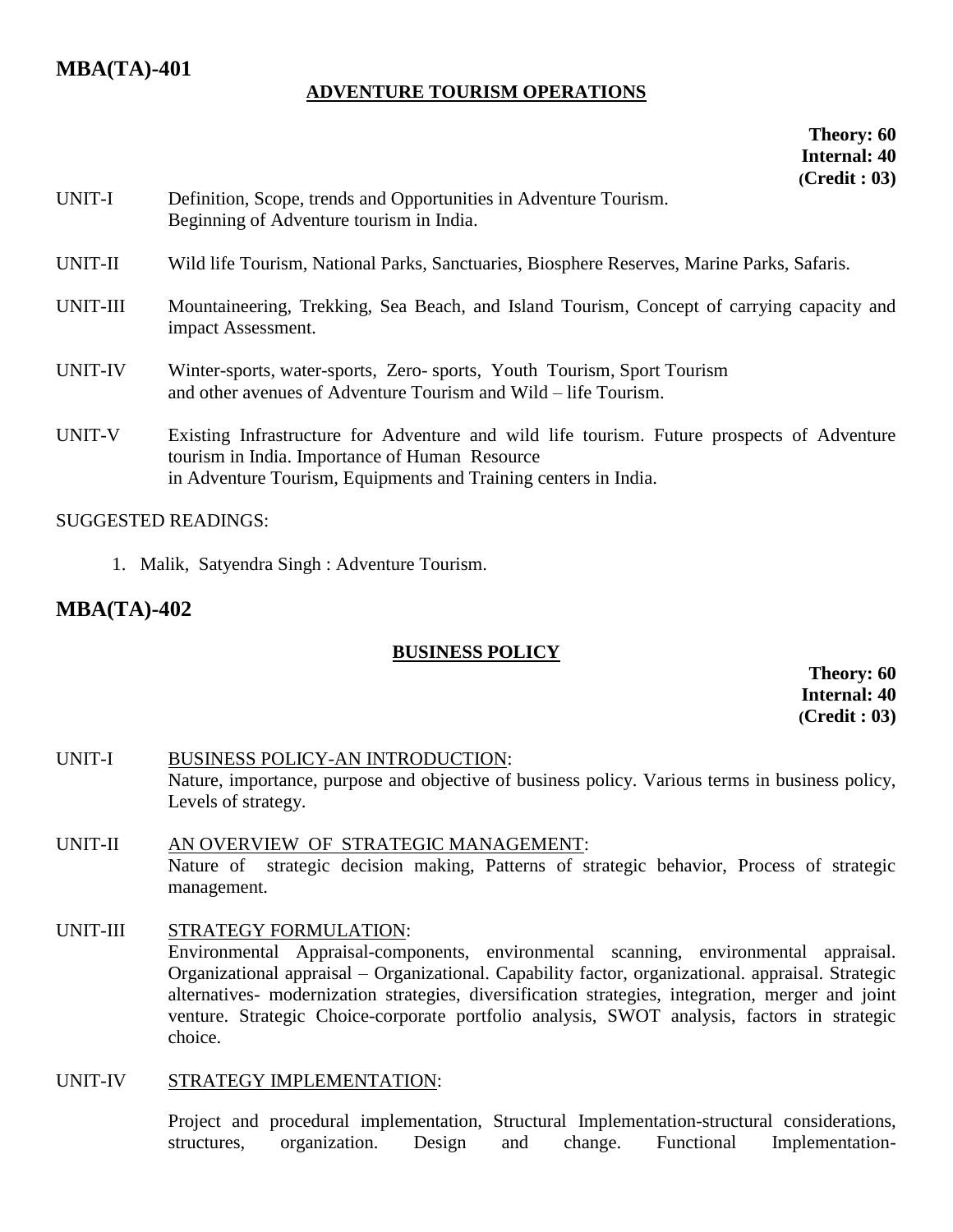## MBA(TA)-401

### ADVENTURE TOURISM OPERATIONS

**Theory: 60**
**Internal: 40**
**(Credit : 03)**

UNIT-I Definition, Scope, trends and Opportunities in Adventure Tourism. Beginning of Adventure tourism in India.

UNIT-II Wild life Tourism, National Parks, Sanctuaries, Biosphere Reserves, Marine Parks, Safaris.

UNIT-III Mountaineering, Trekking, Sea Beach, and Island Tourism, Concept of carrying capacity and impact Assessment.

UNIT-IV Winter-sports, water-sports, Zero- sports, Youth Tourism, Sport Tourism and other avenues of Adventure Tourism and Wild – life Tourism.

UNIT-V Existing Infrastructure for Adventure and wild life tourism. Future prospects of Adventure tourism in India. Importance of Human Resource in Adventure Tourism, Equipments and Training centers in India.

SUGGESTED READINGS:

1. Malik, Satyendra Singh : Adventure Tourism.

## MBA(TA)-402

### BUSINESS POLICY

**Theory: 60**
**Internal: 40**
**(Credit : 03)**

UNIT-I BUSINESS POLICY-AN INTRODUCTION:
Nature, importance, purpose and objective of business policy. Various terms in business policy, Levels of strategy.

UNIT-II AN OVERVIEW OF STRATEGIC MANAGEMENT:
Nature of strategic decision making, Patterns of strategic behavior, Process of strategic management.

UNIT-III STRATEGY FORMULATION:
Environmental Appraisal-components, environmental scanning, environmental appraisal. Organizational appraisal – Organizational. Capability factor, organizational. appraisal. Strategic alternatives- modernization strategies, diversification strategies, integration, merger and joint venture. Strategic Choice-corporate portfolio analysis, SWOT analysis, factors in strategic choice.

UNIT-IV STRATEGY IMPLEMENTATION:

Project and procedural implementation, Structural Implementation-structural considerations, structures, organization. Design and change. Functional Implementation-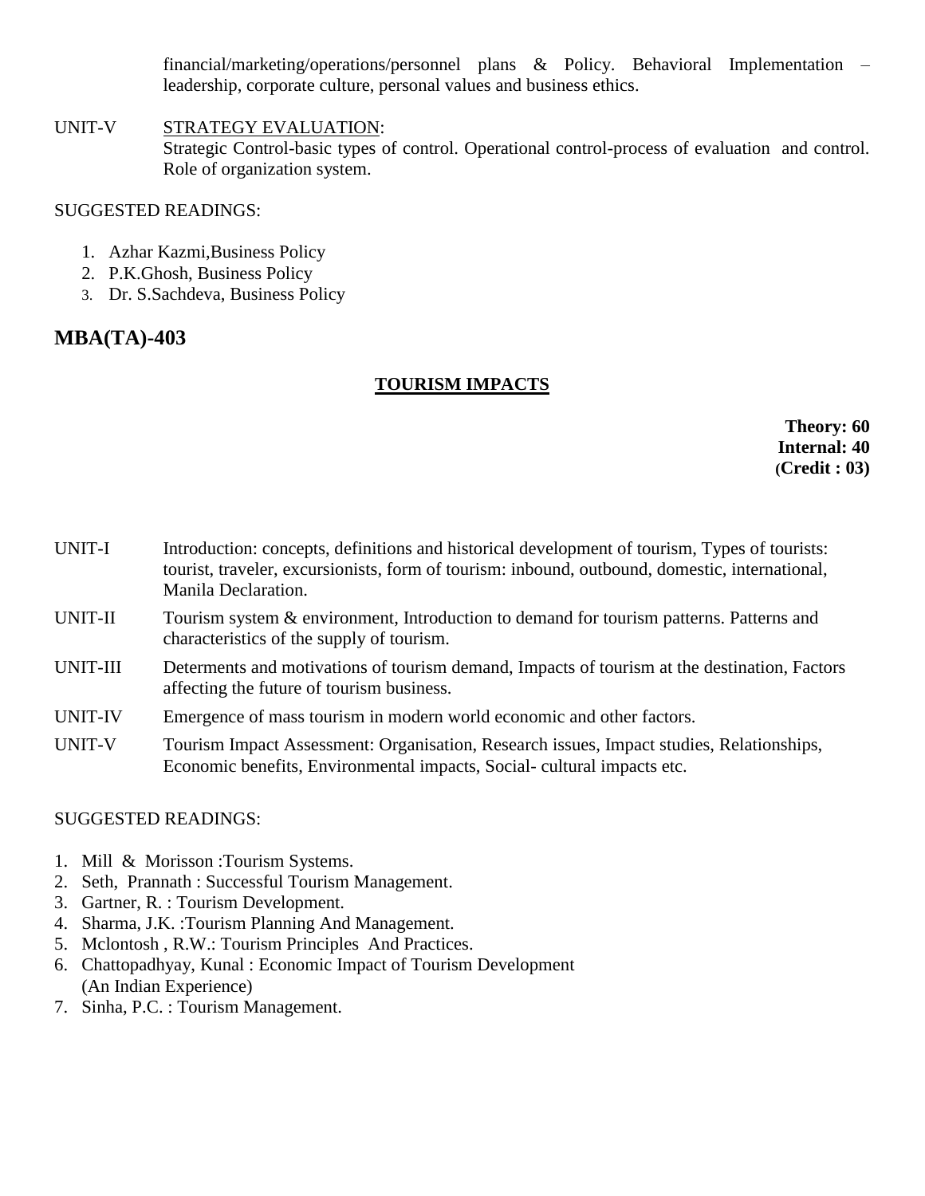financial/marketing/operations/personnel plans & Policy. Behavioral Implementation – leadership, corporate culture, personal values and business ethics.

UNIT-V STRATEGY EVALUATION:
Strategic Control-basic types of control. Operational control-process of evaluation and control. Role of organization system.

SUGGESTED READINGS:

1. Azhar Kazmi,Business Policy
2. P.K.Ghosh, Business Policy
3. Dr. S.Sachdeva, Business Policy

## MBA(TA)-403

### TOURISM IMPACTS

**Theory: 60**
**Internal: 40**
**(Credit : 03)**

| | |
|---|---|
| UNIT-I | Introduction: concepts, definitions and historical development of tourism, Types of tourists: tourist, traveler, excursionists, form of tourism: inbound, outbound, domestic, international, Manila Declaration. |
| UNIT-II | Tourism system & environment, Introduction to demand for tourism patterns. Patterns and characteristics of the supply of tourism. |
| UNIT-III | Determents and motivations of tourism demand, Impacts of tourism at the destination, Factors affecting the future of tourism business. |
| UNIT-IV | Emergence of mass tourism in modern world economic and other factors. |
| UNIT-V | Tourism Impact Assessment: Organisation, Research issues, Impact studies, Relationships, Economic benefits, Environmental impacts, Social- cultural impacts etc. |

SUGGESTED READINGS:

1. Mill & Morisson :Tourism Systems.
2. Seth, Prannath : Successful Tourism Management.
3. Gartner, R. : Tourism Development.
4. Sharma, J.K. :Tourism Planning And Management.
5. Mclontosh , R.W.: Tourism Principles And Practices.
6. Chattopadhyay, Kunal : Economic Impact of Tourism Development (An Indian Experience)
7. Sinha, P.C. : Tourism Management.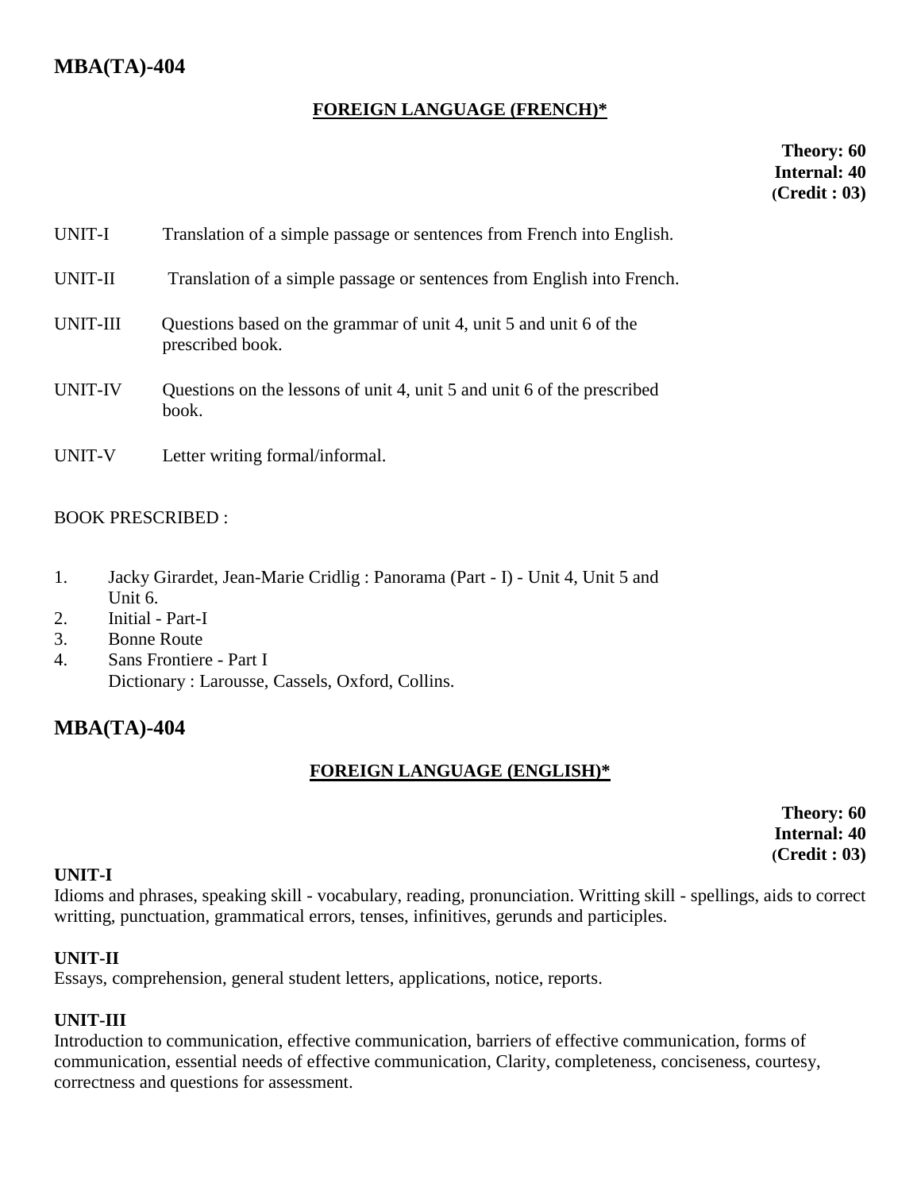## MBA(TA)-404

### FOREIGN LANGUAGE (FRENCH)*

**Theory: 60**
**Internal: 40**
**(Credit : 03)**

UNIT-I Translation of a simple passage or sentences from French into English.

UNIT-II Translation of a simple passage or sentences from English into French.

UNIT-III Questions based on the grammar of unit 4, unit 5 and unit 6 of the prescribed book.

UNIT-IV Questions on the lessons of unit 4, unit 5 and unit 6 of the prescribed book.

UNIT-V Letter writing formal/informal.

BOOK PRESCRIBED :

1. Jacky Girardet, Jean-Marie Cridlig : Panorama (Part - I) - Unit 4, Unit 5 and Unit 6.
2. Initial - Part-I
3. Bonne Route
4. Sans Frontiere - Part I
   Dictionary : Larousse, Cassels, Oxford, Collins.

## MBA(TA)-404

### FOREIGN LANGUAGE (ENGLISH)*

**Theory: 60**
**Internal: 40**
**(Credit : 03)**

**UNIT-I**
Idioms and phrases, speaking skill - vocabulary, reading, pronunciation. Writting skill - spellings, aids to correct writting, punctuation, grammatical errors, tenses, infinitives, gerunds and participles.

**UNIT-II**
Essays, comprehension, general student letters, applications, notice, reports.

**UNIT-III**
Introduction to communication, effective communication, barriers of effective communication, forms of communication, essential needs of effective communication, Clarity, completeness, conciseness, courtesy, correctness and questions for assessment.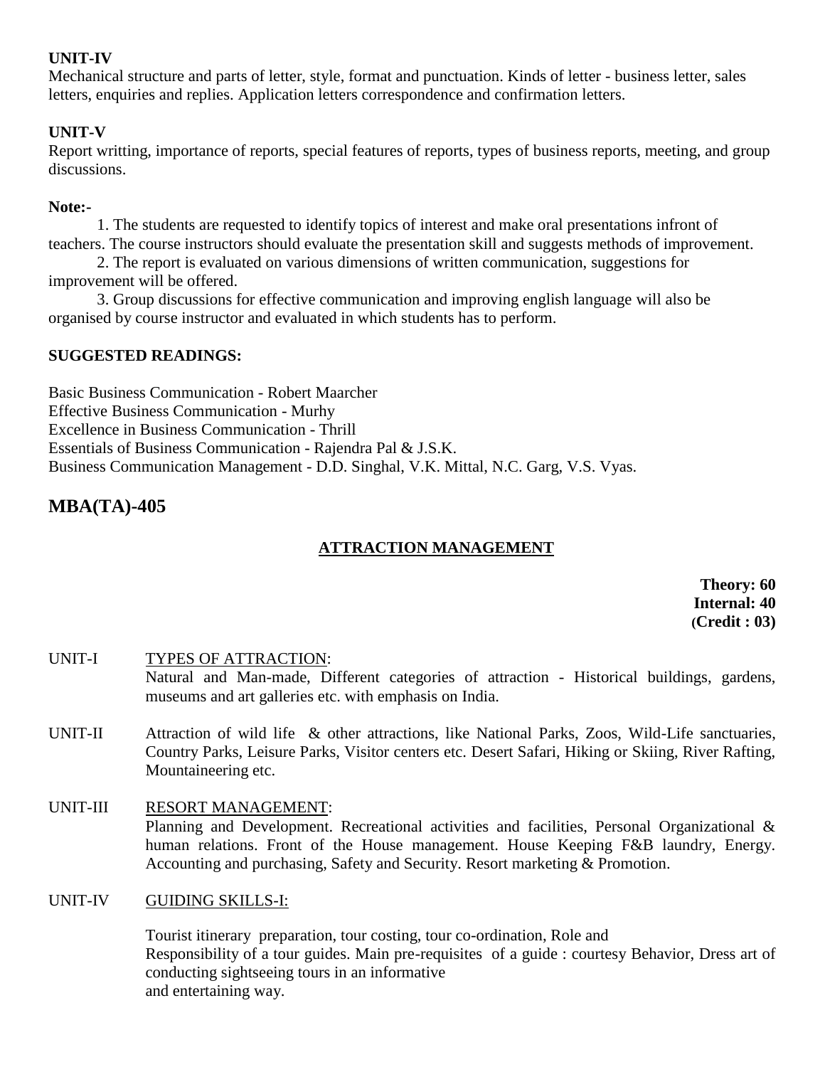**UNIT-IV**

Mechanical structure and parts of letter, style, format and punctuation. Kinds of letter - business letter, sales letters, enquiries and replies. Application letters correspondence and confirmation letters.

**UNIT-V**

Report writting, importance of reports, special features of reports, types of business reports, meeting, and group discussions.

**Note:-**

1. The students are requested to identify topics of interest and make oral presentations infront of teachers. The course instructors should evaluate the presentation skill and suggests methods of improvement.
2. The report is evaluated on various dimensions of written communication, suggestions for improvement will be offered.
3. Group discussions for effective communication and improving english language will also be organised by course instructor and evaluated in which students has to perform.

**SUGGESTED READINGS:**

Basic Business Communication - Robert Maarcher
Effective Business Communication - Murhy
Excellence in Business Communication - Thrill
Essentials of Business Communication - Rajendra Pal & J.S.K.
Business Communication Management - D.D. Singhal, V.K. Mittal, N.C. Garg, V.S. Vyas.

## MBA(TA)-405

### ATTRACTION MANAGEMENT

**Theory: 60**
**Internal: 40**
**(Credit : 03)**

UNIT-I TYPES OF ATTRACTION:
Natural and Man-made, Different categories of attraction - Historical buildings, gardens, museums and art galleries etc. with emphasis on India.

UNIT-II Attraction of wild life & other attractions, like National Parks, Zoos, Wild-Life sanctuaries, Country Parks, Leisure Parks, Visitor centers etc. Desert Safari, Hiking or Skiing, River Rafting, Mountaineering etc.

UNIT-III RESORT MANAGEMENT:
Planning and Development. Recreational activities and facilities, Personal Organizational & human relations. Front of the House management. House Keeping F&B laundry, Energy. Accounting and purchasing, Safety and Security. Resort marketing & Promotion.

UNIT-IV GUIDING SKILLS-I:

Tourist itinerary preparation, tour costing, tour co-ordination, Role and Responsibility of a tour guides. Main pre-requisites of a guide : courtesy Behavior, Dress art of conducting sightseeing tours in an informative and entertaining way.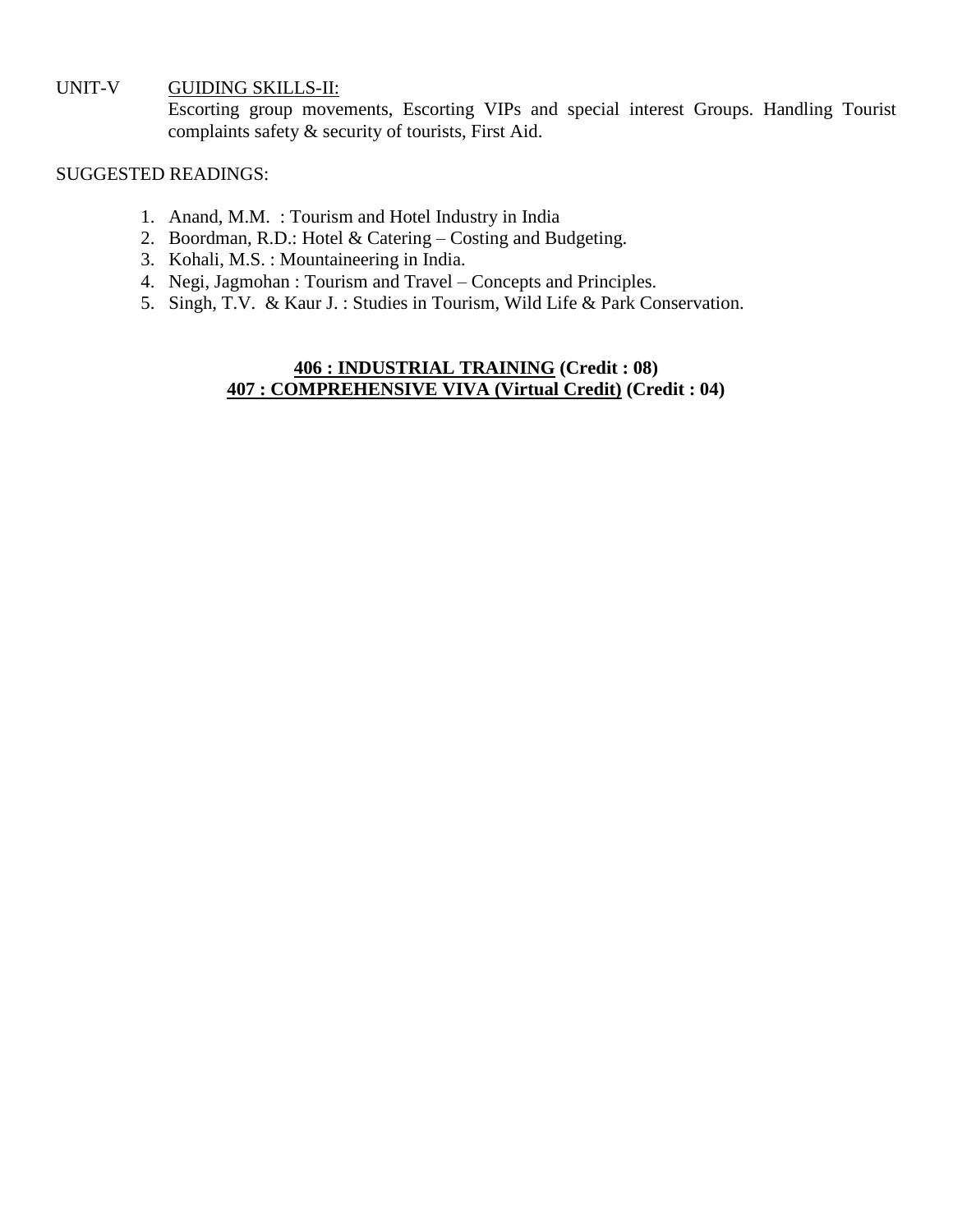UNIT-V **GUIDING SKILLS-II:**

Escorting group movements, Escorting VIPs and special interest Groups. Handling Tourist complaints safety & security of tourists, First Aid.

SUGGESTED READINGS:

1. Anand, M.M. : Tourism and Hotel Industry in India
2. Boordman, R.D.: Hotel & Catering – Costing and Budgeting.
3. Kohali, M.S. : Mountaineering in India.
4. Negi, Jagmohan : Tourism and Travel – Concepts and Principles.
5. Singh, T.V. & Kaur J. : Studies in Tourism, Wild Life & Park Conservation.

**406 : INDUSTRIAL TRAINING (Credit : 08)**

**407 : COMPREHENSIVE VIVA (Virtual Credit) (Credit : 04)**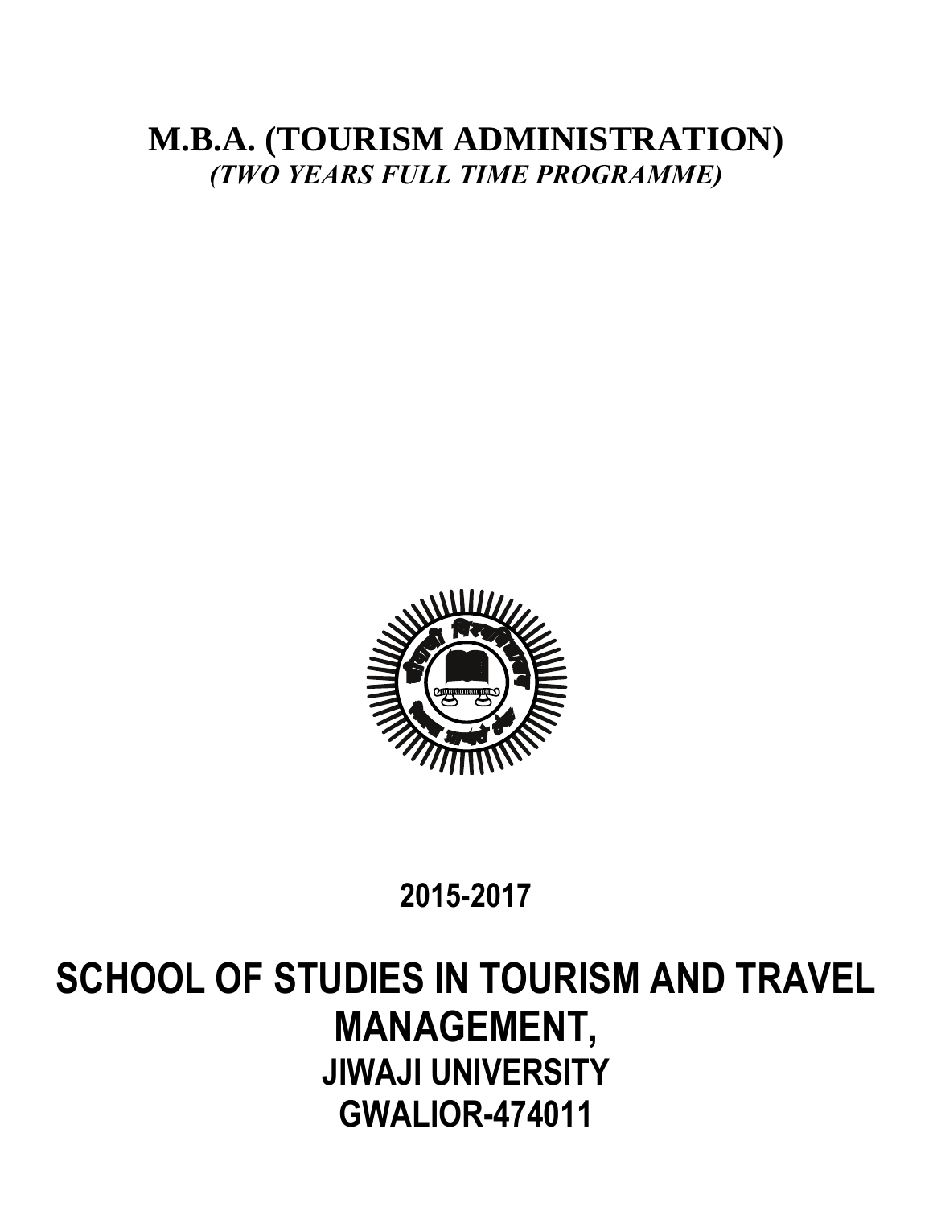# M.B.A. (TOURISM ADMINISTRATION)

*(TWO YEARS FULL TIME PROGRAMME)*

**2015-2017**

# SCHOOL OF STUDIES IN TOURISM AND TRAVEL MANAGEMENT,

## JIWAJI UNIVERSITY

## GWALIOR-474011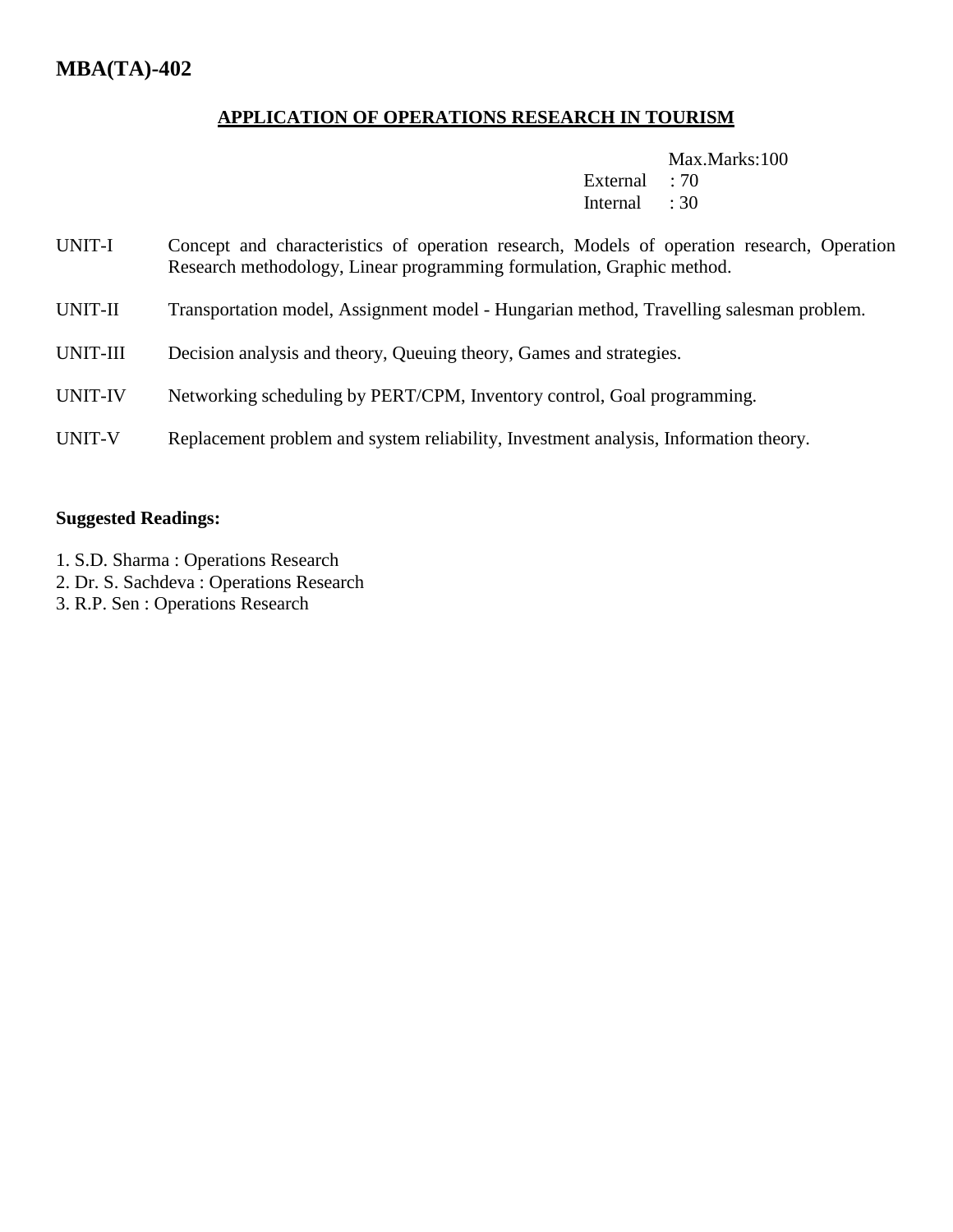# MBA(TA)-402

## APPLICATION OF OPERATIONS RESEARCH IN TOURISM

Max.Marks:100
External : 70
Internal : 30

| | |
|---|---|
| UNIT-I | Concept and characteristics of operation research, Models of operation research, Operation Research methodology, Linear programming formulation, Graphic method. |
| UNIT-II | Transportation model, Assignment model - Hungarian method, Travelling salesman problem. |
| UNIT-III | Decision analysis and theory, Queuing theory, Games and strategies. |
| UNIT-IV | Networking scheduling by PERT/CPM, Inventory control, Goal programming. |
| UNIT-V | Replacement problem and system reliability, Investment analysis, Information theory. |

**Suggested Readings:**

1. S.D. Sharma : Operations Research
2. Dr. S. Sachdeva : Operations Research
3. R.P. Sen : Operations Research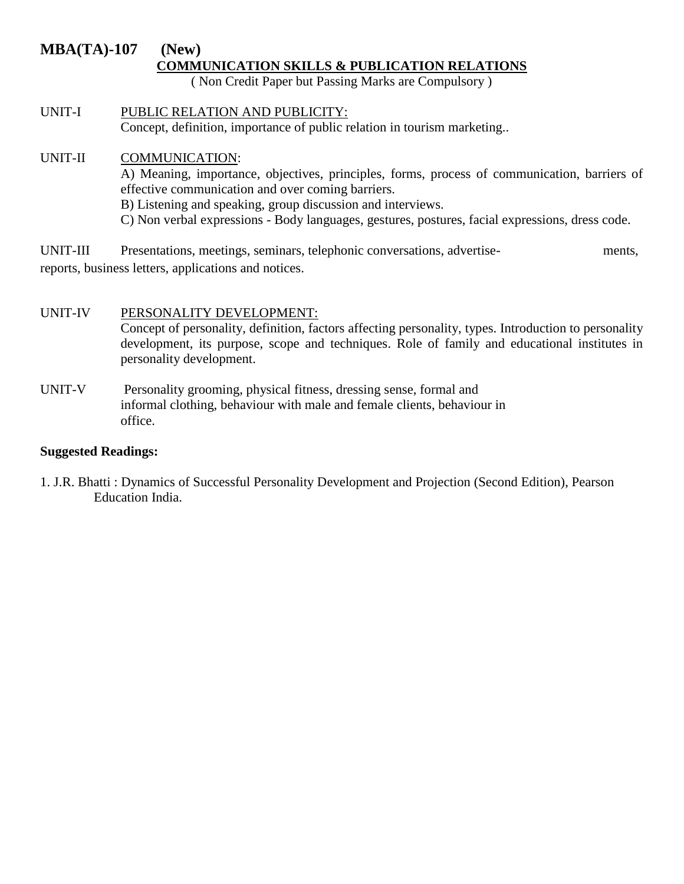# MBA(TA)-107 (New)

## COMMUNICATION SKILLS & PUBLICATION RELATIONS

( Non Credit Paper but Passing Marks are Compulsory )

UNIT-I PUBLIC RELATION AND PUBLICITY:
Concept, definition, importance of public relation in tourism marketing..

UNIT-II COMMUNICATION:
A) Meaning, importance, objectives, principles, forms, process of communication, barriers of effective communication and over coming barriers.
B) Listening and speaking, group discussion and interviews.
C) Non verbal expressions - Body languages, gestures, postures, facial expressions, dress code.

UNIT-III Presentations, meetings, seminars, telephonic conversations, advertise- ments, reports, business letters, applications and notices.

UNIT-IV PERSONALITY DEVELOPMENT:
Concept of personality, definition, factors affecting personality, types. Introduction to personality development, its purpose, scope and techniques. Role of family and educational institutes in personality development.

UNIT-V Personality grooming, physical fitness, dressing sense, formal and informal clothing, behaviour with male and female clients, behaviour in office.

**Suggested Readings:**

1. J.R. Bhatti : Dynamics of Successful Personality Development and Projection (Second Edition), Pearson Education India.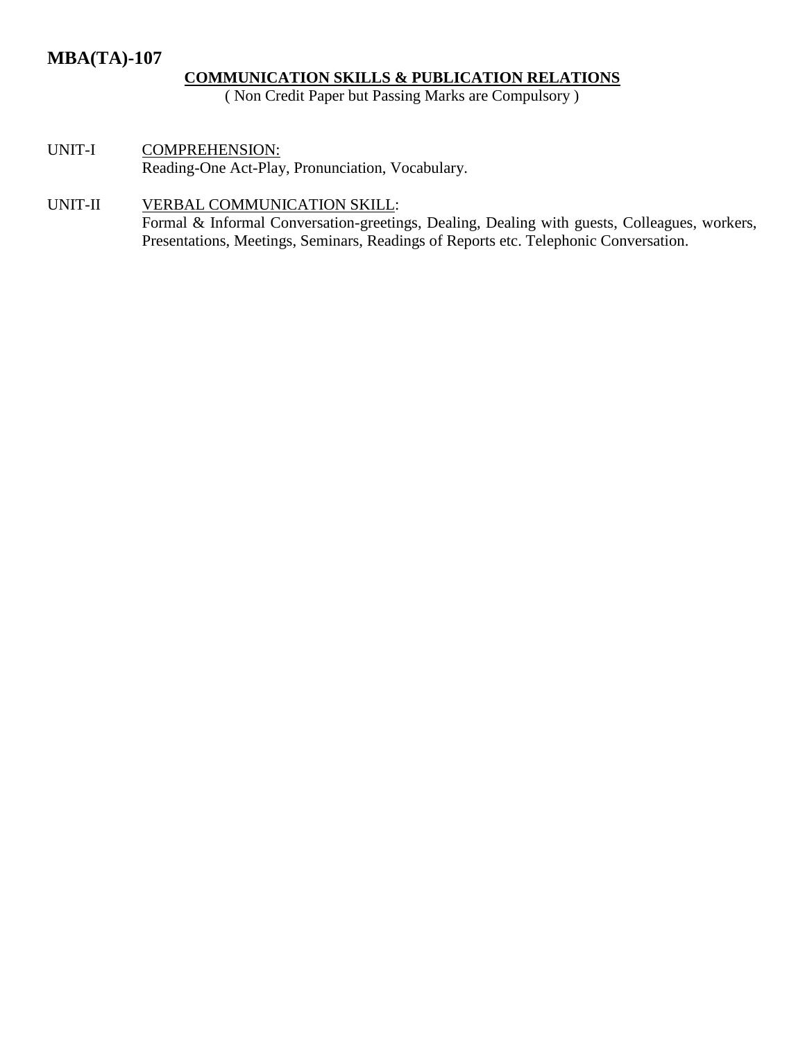# MBA(TA)-107

## COMMUNICATION SKILLS & PUBLICATION RELATIONS

( Non Credit Paper but Passing Marks are Compulsory )

UNIT-I COMPREHENSION:
Reading-One Act-Play, Pronunciation, Vocabulary.

UNIT-II VERBAL COMMUNICATION SKILL:
Formal & Informal Conversation-greetings, Dealing, Dealing with guests, Colleagues, workers, Presentations, Meetings, Seminars, Readings of Reports etc. Telephonic Conversation.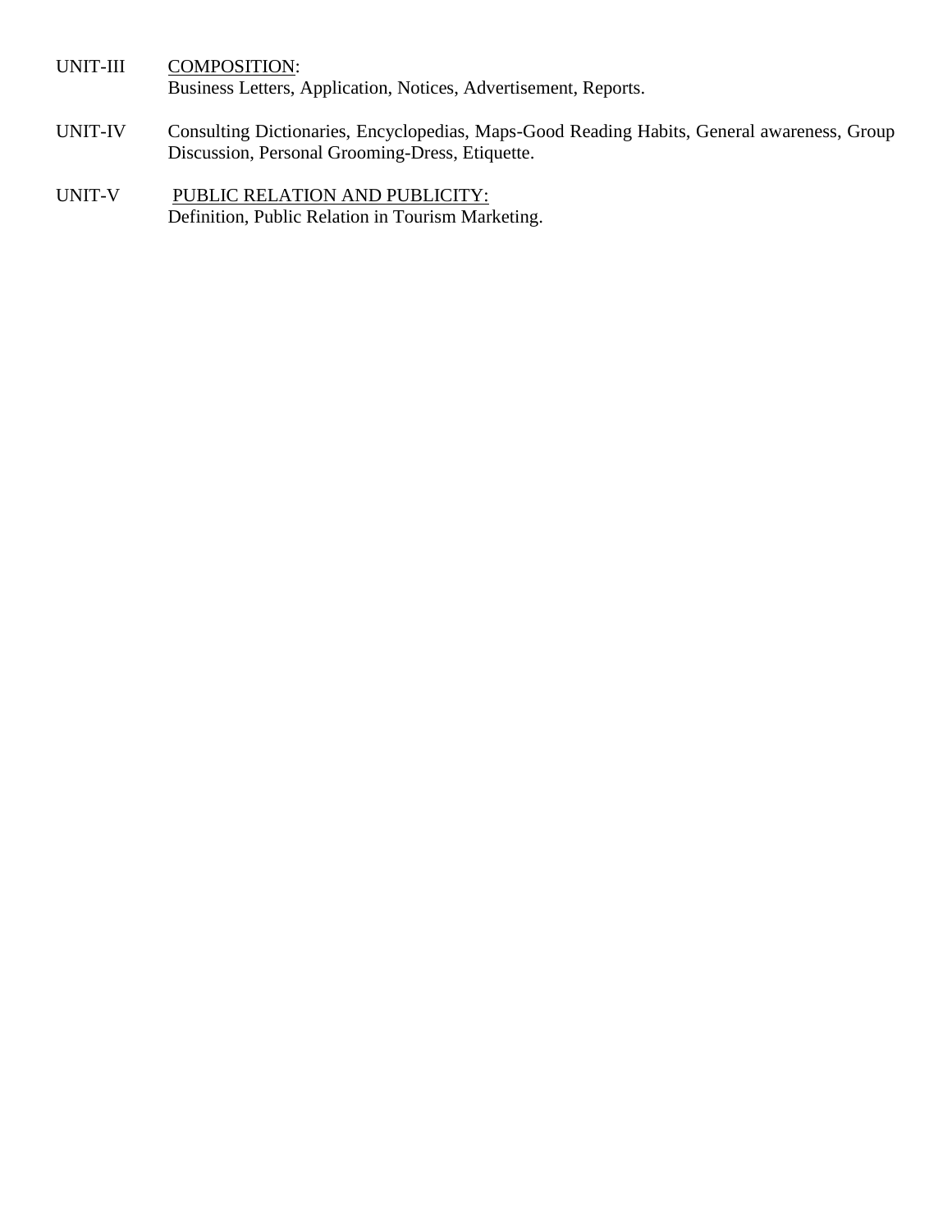UNIT-III COMPOSITION:
Business Letters, Application, Notices, Advertisement, Reports.

UNIT-IV Consulting Dictionaries, Encyclopedias, Maps-Good Reading Habits, General awareness, Group Discussion, Personal Grooming-Dress, Etiquette.

UNIT-V PUBLIC RELATION AND PUBLICITY:
Definition, Public Relation in Tourism Marketing.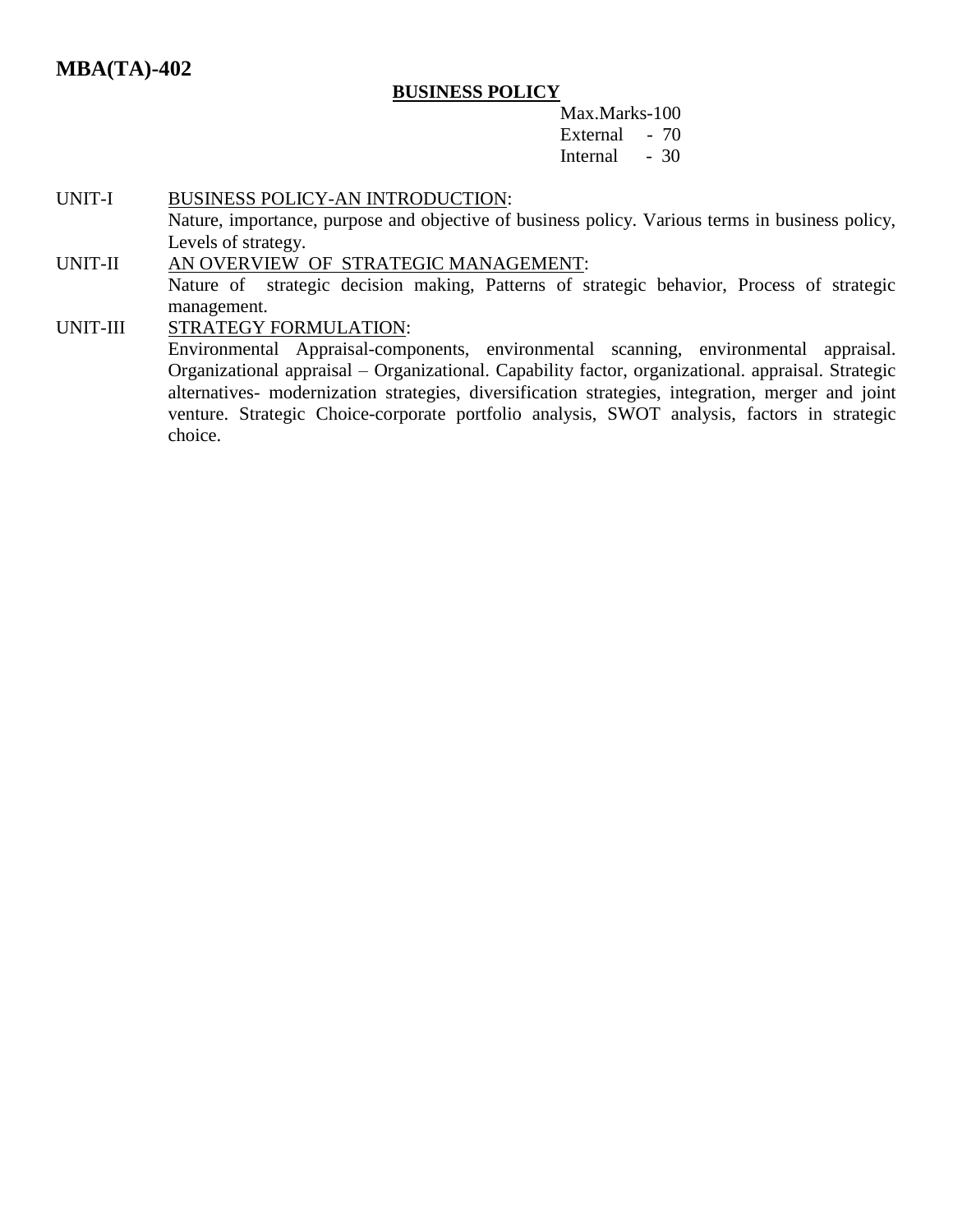## MBA(TA)-402

### BUSINESS POLICY

Max.Marks-100
External - 70
Internal - 30

UNIT-I BUSINESS POLICY-AN INTRODUCTION:
Nature, importance, purpose and objective of business policy. Various terms in business policy, Levels of strategy.

UNIT-II AN OVERVIEW OF STRATEGIC MANAGEMENT:
Nature of strategic decision making, Patterns of strategic behavior, Process of strategic management.

UNIT-III STRATEGY FORMULATION:
Environmental Appraisal-components, environmental scanning, environmental appraisal. Organizational appraisal – Organizational. Capability factor, organizational. appraisal. Strategic alternatives- modernization strategies, diversification strategies, integration, merger and joint venture. Strategic Choice-corporate portfolio analysis, SWOT analysis, factors in strategic choice.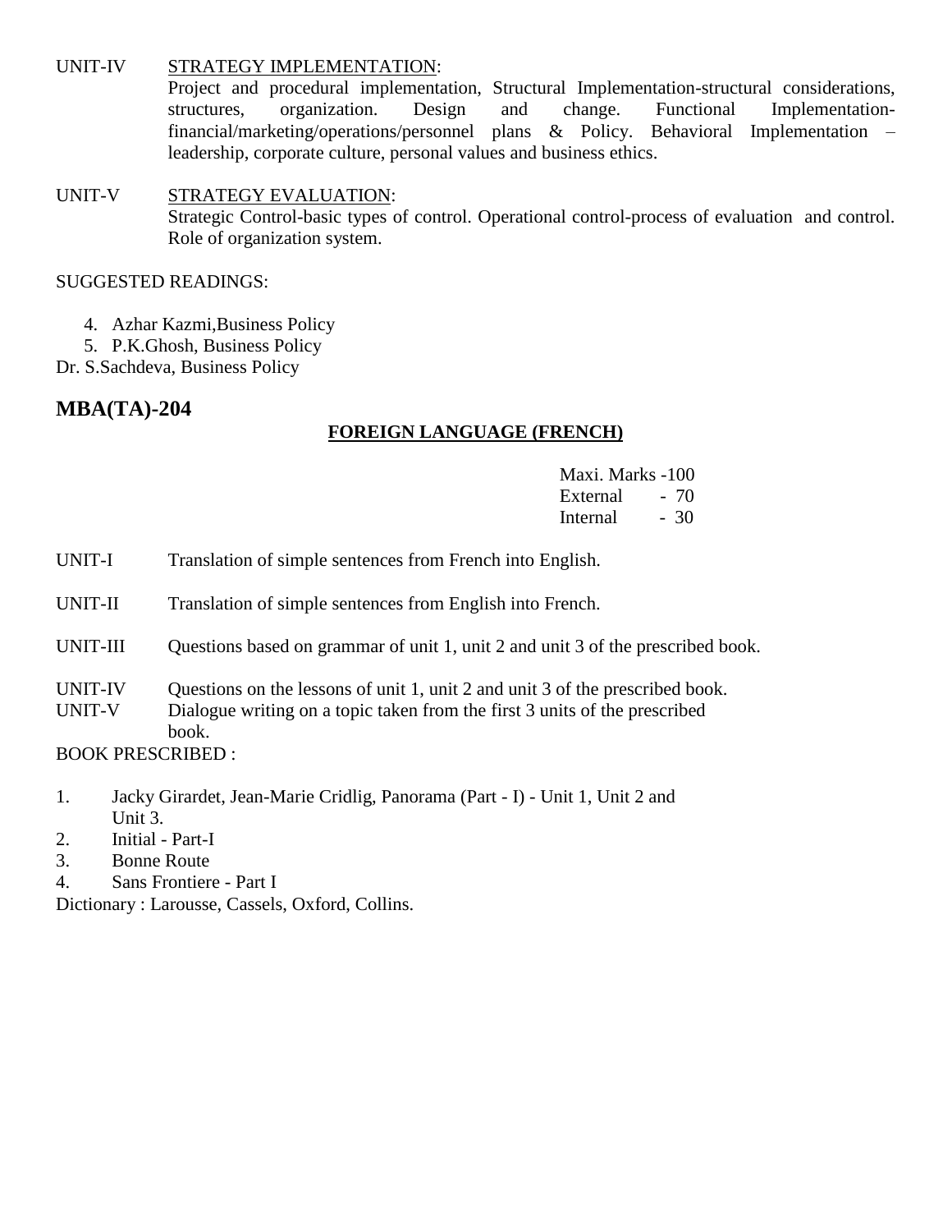UNIT-IV STRATEGY IMPLEMENTATION:

Project and procedural implementation, Structural Implementation-structural considerations, structures, organization. Design and change. Functional Implementation-financial/marketing/operations/personnel plans & Policy. Behavioral Implementation – leadership, corporate culture, personal values and business ethics.

UNIT-V STRATEGY EVALUATION:

Strategic Control-basic types of control. Operational control-process of evaluation and control. Role of organization system.

SUGGESTED READINGS:

4. Azhar Kazmi,Business Policy
5. P.K.Ghosh, Business Policy

Dr. S.Sachdeva, Business Policy

## MBA(TA)-204

### FOREIGN LANGUAGE (FRENCH)

Maxi. Marks -100
External - 70
Internal - 30

UNIT-I Translation of simple sentences from French into English.

UNIT-II Translation of simple sentences from English into French.

UNIT-III Questions based on grammar of unit 1, unit 2 and unit 3 of the prescribed book.

UNIT-IV Questions on the lessons of unit 1, unit 2 and unit 3 of the prescribed book.

UNIT-V Dialogue writing on a topic taken from the first 3 units of the prescribed book.

BOOK PRESCRIBED :

1. Jacky Girardet, Jean-Marie Cridlig, Panorama (Part - I) - Unit 1, Unit 2 and Unit 3.
2. Initial - Part-I
3. Bonne Route
4. Sans Frontiere - Part I

Dictionary : Larousse, Cassels, Oxford, Collins.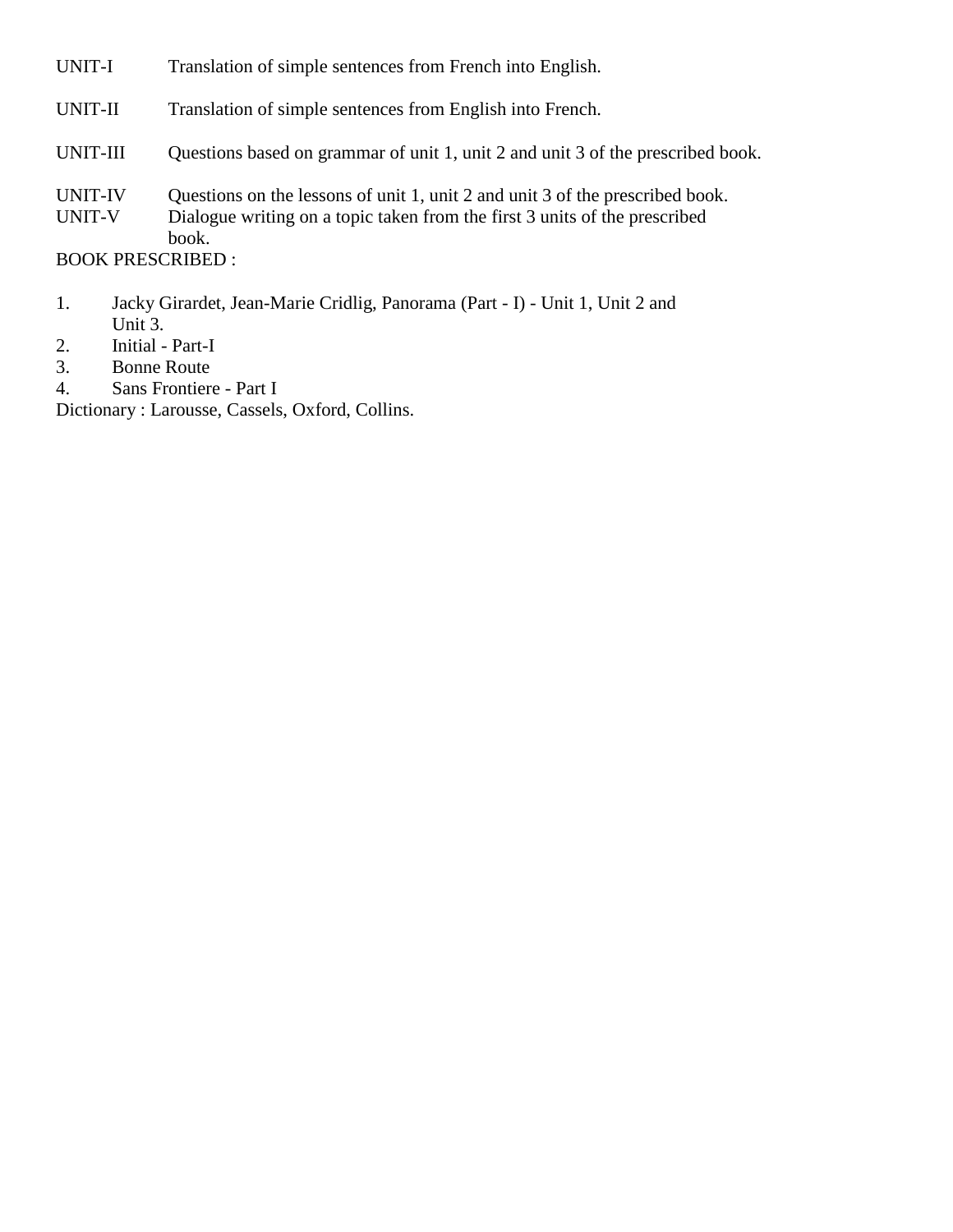UNIT-I Translation of simple sentences from French into English.

UNIT-II Translation of simple sentences from English into French.

UNIT-III Questions based on grammar of unit 1, unit 2 and unit 3 of the prescribed book.

UNIT-IV Questions on the lessons of unit 1, unit 2 and unit 3 of the prescribed book.

UNIT-V Dialogue writing on a topic taken from the first 3 units of the prescribed book.

BOOK PRESCRIBED :

1. Jacky Girardet, Jean-Marie Cridlig, Panorama (Part - I) - Unit 1, Unit 2 and Unit 3.
2. Initial - Part-I
3. Bonne Route
4. Sans Frontiere - Part I

Dictionary : Larousse, Cassels, Oxford, Collins.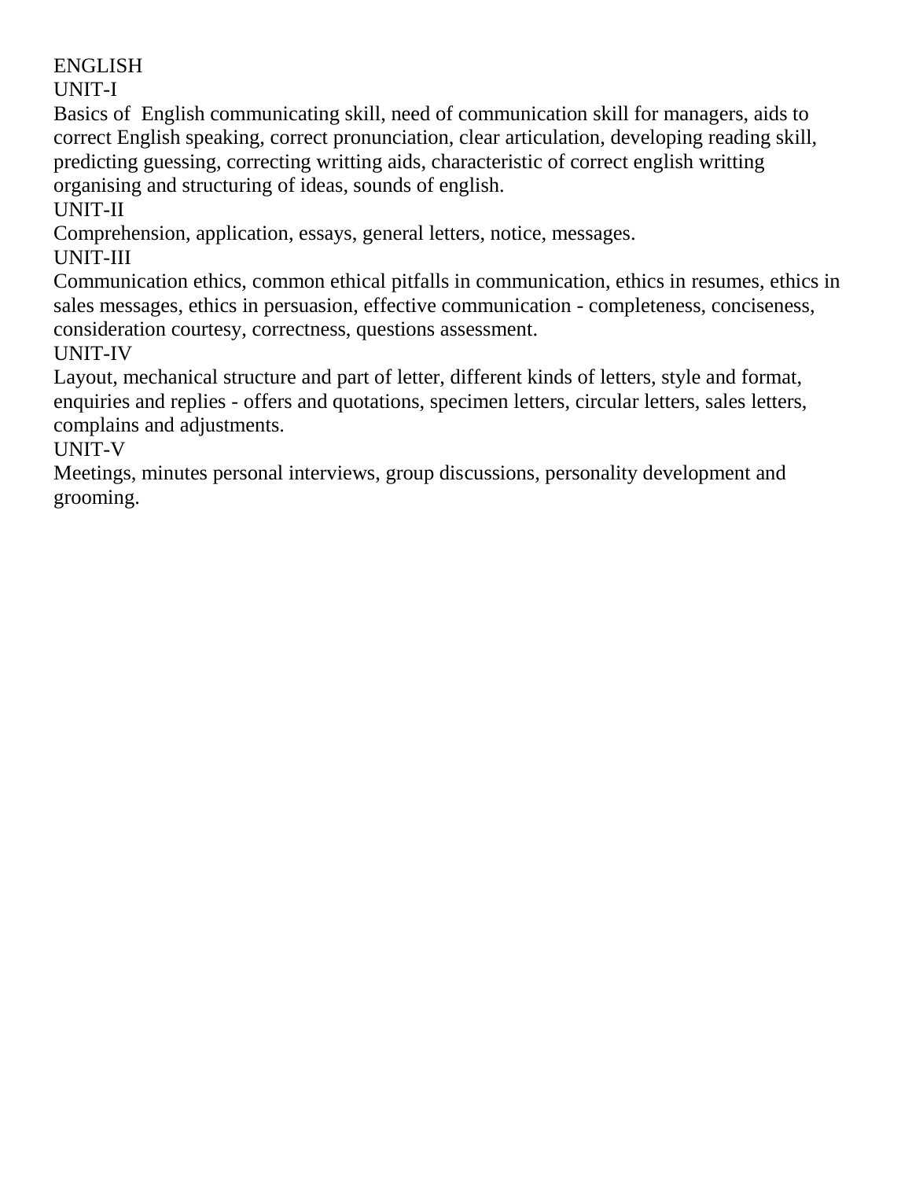# ENGLISH

## UNIT-I

Basics of English communicating skill, need of communication skill for managers, aids to correct English speaking, correct pronunciation, clear articulation, developing reading skill, predicting guessing, correcting writting aids, characteristic of correct english writting organising and structuring of ideas, sounds of english.

## UNIT-II

Comprehension, application, essays, general letters, notice, messages.

## UNIT-III

Communication ethics, common ethical pitfalls in communication, ethics in resumes, ethics in sales messages, ethics in persuasion, effective communication - completeness, conciseness, consideration courtesy, correctness, questions assessment.

## UNIT-IV

Layout, mechanical structure and part of letter, different kinds of letters, style and format, enquiries and replies - offers and quotations, specimen letters, circular letters, sales letters, complains and adjustments.

## UNIT-V

Meetings, minutes personal interviews, group discussions, personality development and grooming.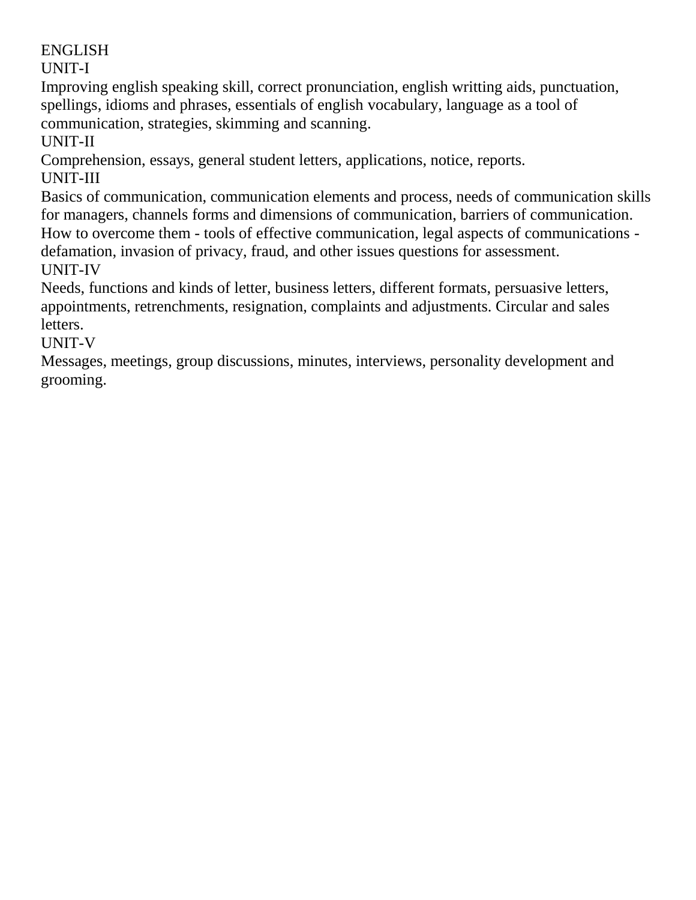# ENGLISH

## UNIT-I

Improving english speaking skill, correct pronunciation, english writting aids, punctuation, spellings, idioms and phrases, essentials of english vocabulary, language as a tool of communication, strategies, skimming and scanning.

## UNIT-II

Comprehension, essays, general student letters, applications, notice, reports.

## UNIT-III

Basics of communication, communication elements and process, needs of communication skills for managers, channels forms and dimensions of communication, barriers of communication. How to overcome them - tools of effective communication, legal aspects of communications - defamation, invasion of privacy, fraud, and other issues questions for assessment.

## UNIT-IV

Needs, functions and kinds of letter, business letters, different formats, persuasive letters, appointments, retrenchments, resignation, complaints and adjustments. Circular and sales letters.

## UNIT-V

Messages, meetings, group discussions, minutes, interviews, personality development and grooming.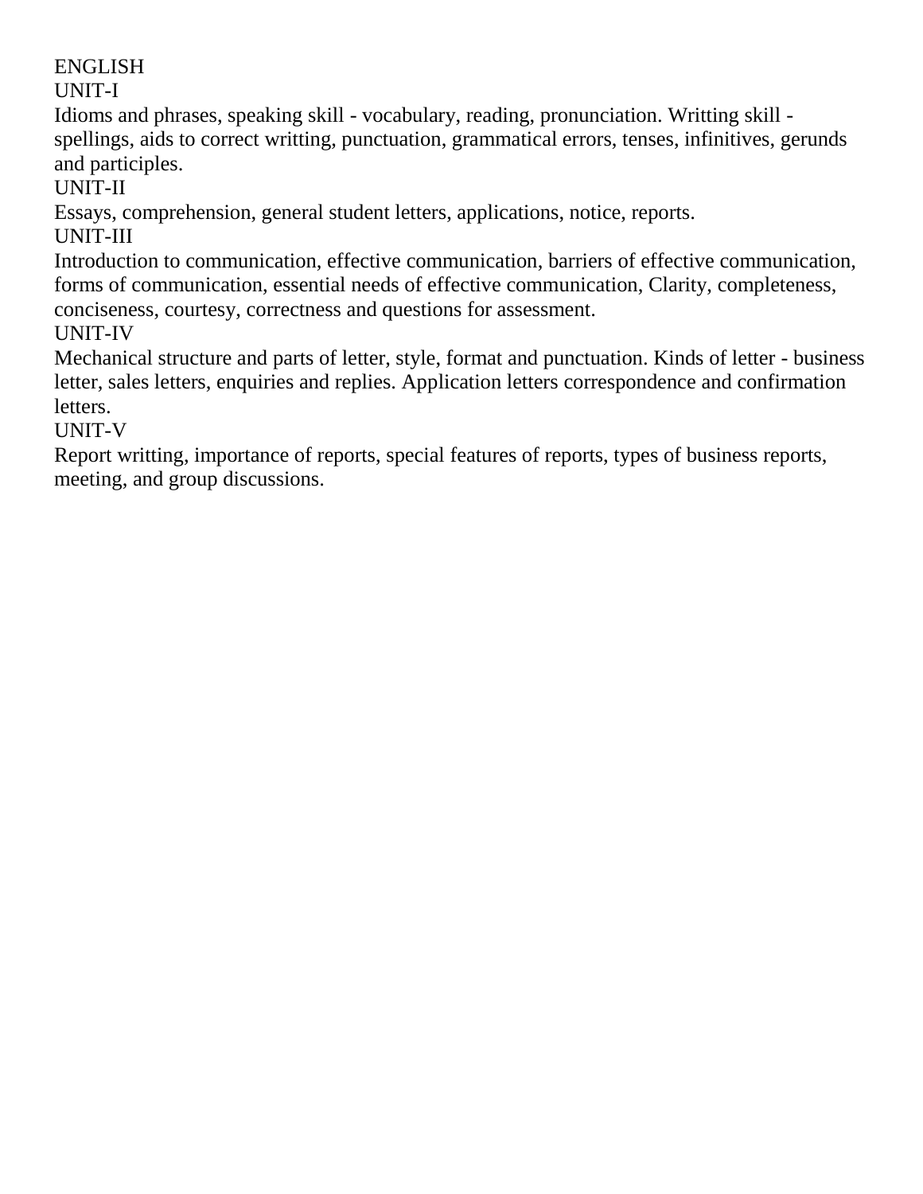# ENGLISH

## UNIT-I

Idioms and phrases, speaking skill - vocabulary, reading, pronunciation. Writting skill - spellings, aids to correct writting, punctuation, grammatical errors, tenses, infinitives, gerunds and participles.

## UNIT-II

Essays, comprehension, general student letters, applications, notice, reports.

## UNIT-III

Introduction to communication, effective communication, barriers of effective communication, forms of communication, essential needs of effective communication, Clarity, completeness, conciseness, courtesy, correctness and questions for assessment.

## UNIT-IV

Mechanical structure and parts of letter, style, format and punctuation. Kinds of letter - business letter, sales letters, enquiries and replies. Application letters correspondence and confirmation letters.

## UNIT-V

Report writting, importance of reports, special features of reports, types of business reports, meeting, and group discussions.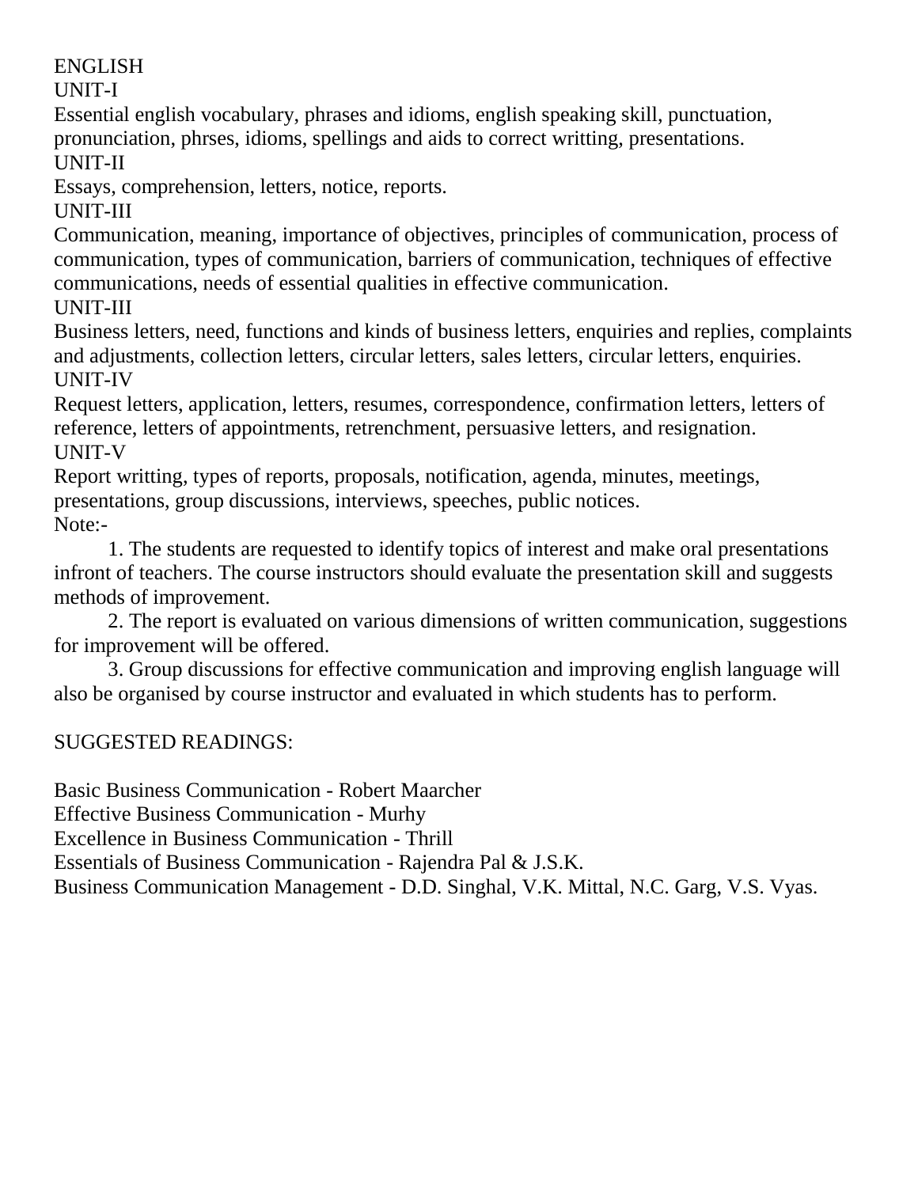ENGLISH

UNIT-I

Essential english vocabulary, phrases and idioms, english speaking skill, punctuation, pronunciation, phrses, idioms, spellings and aids to correct writting, presentations.

UNIT-II

Essays, comprehension, letters, notice, reports.

UNIT-III

Communication, meaning, importance of objectives, principles of communication, process of communication, types of communication, barriers of communication, techniques of effective communications, needs of essential qualities in effective communication.

UNIT-III

Business letters, need, functions and kinds of business letters, enquiries and replies, complaints and adjustments, collection letters, circular letters, sales letters, circular letters, enquiries.

UNIT-IV

Request letters, application, letters, resumes, correspondence, confirmation letters, letters of reference, letters of appointments, retrenchment, persuasive letters, and resignation.

UNIT-V

Report writting, types of reports, proposals, notification, agenda, minutes, meetings, presentations, group discussions, interviews, speeches, public notices.

Note:-

1. The students are requested to identify topics of interest and make oral presentations infront of teachers. The course instructors should evaluate the presentation skill and suggests methods of improvement.

2. The report is evaluated on various dimensions of written communication, suggestions for improvement will be offered.

3. Group discussions for effective communication and improving english language will also be organised by course instructor and evaluated in which students has to perform.

SUGGESTED READINGS:

Basic Business Communication - Robert Maarcher

Effective Business Communication - Murhy

Excellence in Business Communication - Thrill

Essentials of Business Communication - Rajendra Pal & J.S.K.

Business Communication Management - D.D. Singhal, V.K. Mittal, N.C. Garg, V.S. Vyas.